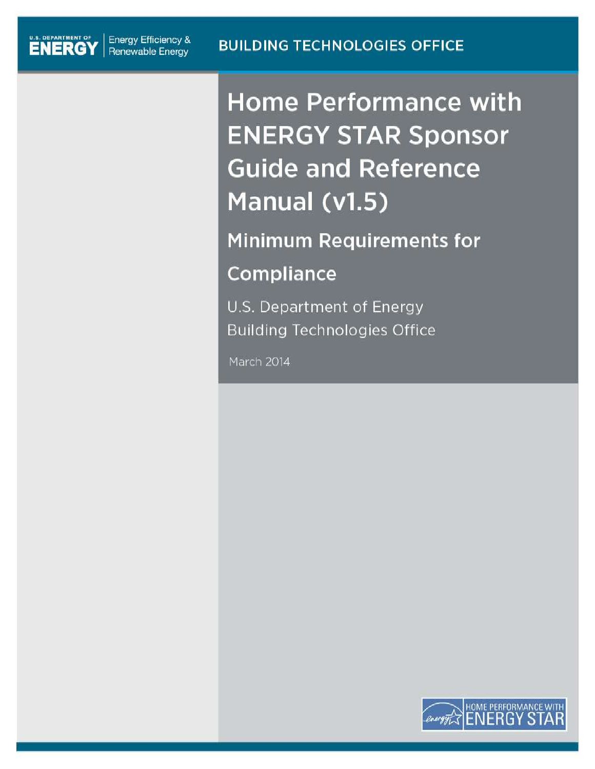U.S. DEPARTMENT OF ENERGY | Energy Efficiency & Renewable Energy

BUILDING TECHNOLOGIES OFFICE

# Home Performance with ENERGY STAR Sponsor Guide and Reference Manual (v1.5)

## Minimum Requirements for Compliance

U.S. Department of Energy
Building Technologies Office

March 2014

HOME PERFORMANCE WITH ENERGY STAR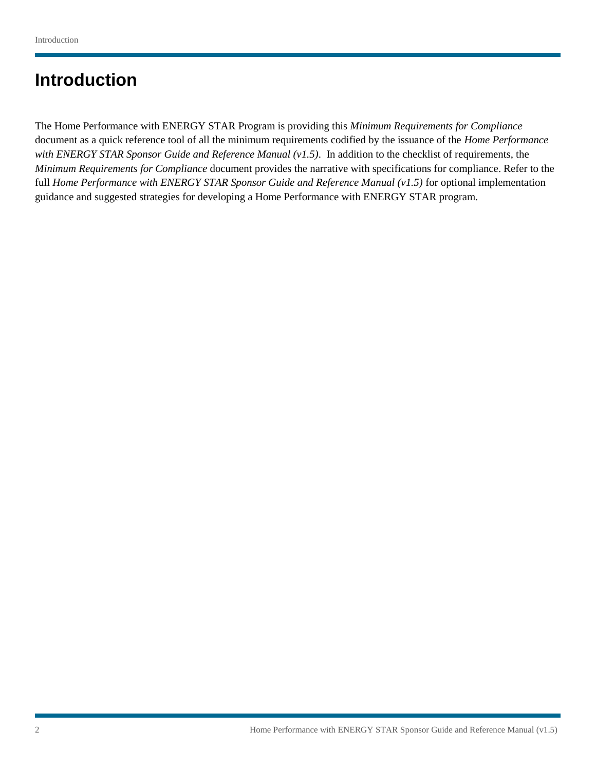# Introduction

The Home Performance with ENERGY STAR Program is providing this *Minimum Requirements for Compliance* document as a quick reference tool of all the minimum requirements codified by the issuance of the *Home Performance with ENERGY STAR Sponsor Guide and Reference Manual (v1.5)*. In addition to the checklist of requirements, the *Minimum Requirements for Compliance* document provides the narrative with specifications for compliance. Refer to the full *Home Performance with ENERGY STAR Sponsor Guide and Reference Manual (v1.5)* for optional implementation guidance and suggested strategies for developing a Home Performance with ENERGY STAR program.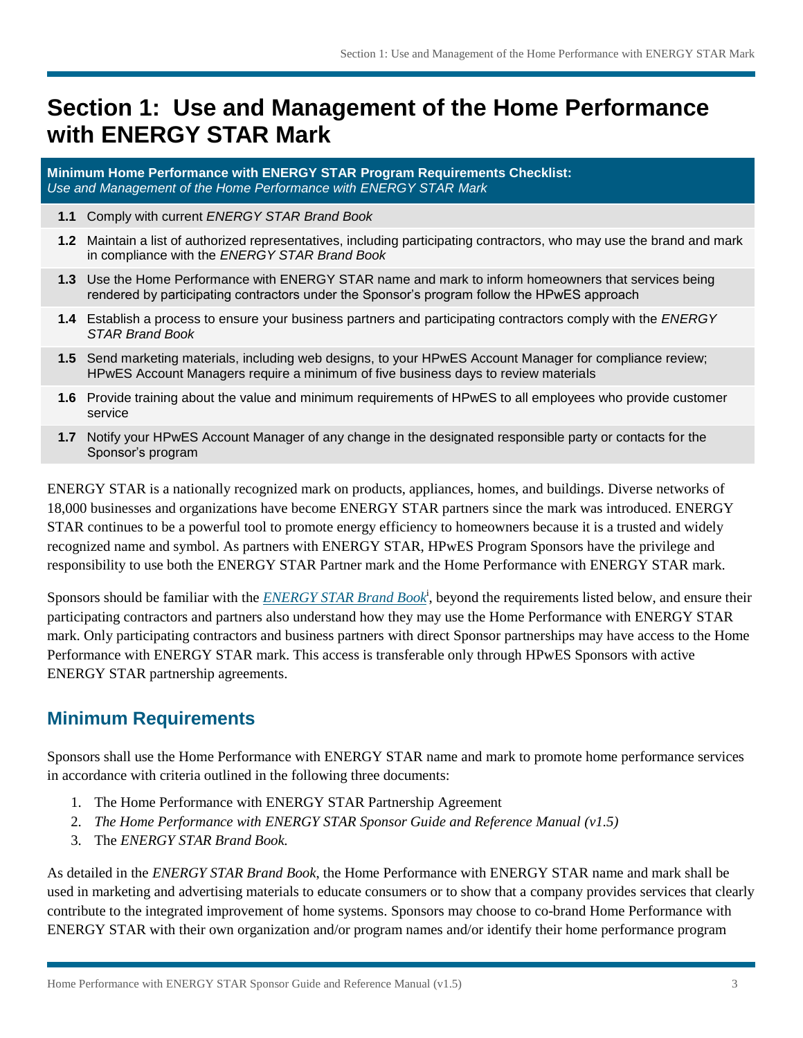# Section 1: Use and Management of the Home Performance with ENERGY STAR Mark

| **Minimum Home Performance with ENERGY STAR Program Requirements Checklist:** *Use and Management of the Home Performance with ENERGY STAR Mark* | |
|---|---|
| **1.1** | Comply with current *ENERGY STAR Brand Book* |
| **1.2** | Maintain a list of authorized representatives, including participating contractors, who may use the brand and mark in compliance with the *ENERGY STAR Brand Book* |
| **1.3** | Use the Home Performance with ENERGY STAR name and mark to inform homeowners that services being rendered by participating contractors under the Sponsor's program follow the HPwES approach |
| **1.4** | Establish a process to ensure your business partners and participating contractors comply with the *ENERGY STAR Brand Book* |
| **1.5** | Send marketing materials, including web designs, to your HPwES Account Manager for compliance review; HPwES Account Managers require a minimum of five business days to review materials |
| **1.6** | Provide training about the value and minimum requirements of HPwES to all employees who provide customer service |
| **1.7** | Notify your HPwES Account Manager of any change in the designated responsible party or contacts for the Sponsor's program |

ENERGY STAR is a nationally recognized mark on products, appliances, homes, and buildings. Diverse networks of 18,000 businesses and organizations have become ENERGY STAR partners since the mark was introduced. ENERGY STAR continues to be a powerful tool to promote energy efficiency to homeowners because it is a trusted and widely recognized name and symbol. As partners with ENERGY STAR, HPwES Program Sponsors have the privilege and responsibility to use both the ENERGY STAR Partner mark and the Home Performance with ENERGY STAR mark.

Sponsors should be familiar with the *ENERGY STAR Brand Book*[i], beyond the requirements listed below, and ensure their participating contractors and partners also understand how they may use the Home Performance with ENERGY STAR mark. Only participating contractors and business partners with direct Sponsor partnerships may have access to the Home Performance with ENERGY STAR mark. This access is transferable only through HPwES Sponsors with active ENERGY STAR partnership agreements.

## Minimum Requirements

Sponsors shall use the Home Performance with ENERGY STAR name and mark to promote home performance services in accordance with criteria outlined in the following three documents:

1. The Home Performance with ENERGY STAR Partnership Agreement
2. *The Home Performance with ENERGY STAR Sponsor Guide and Reference Manual (v1.5)*
3. The *ENERGY STAR Brand Book.*

As detailed in the *ENERGY STAR Brand Book*, the Home Performance with ENERGY STAR name and mark shall be used in marketing and advertising materials to educate consumers or to show that a company provides services that clearly contribute to the integrated improvement of home systems. Sponsors may choose to co-brand Home Performance with ENERGY STAR with their own organization and/or program names and/or identify their home performance program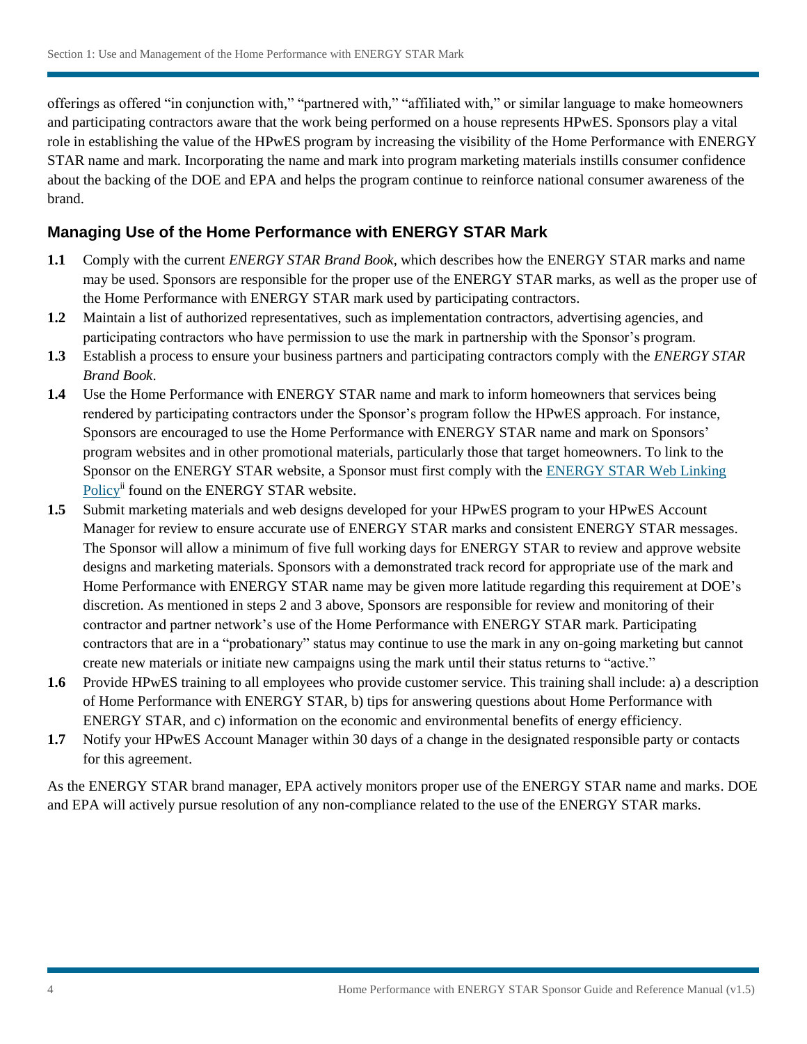offerings as offered "in conjunction with," "partnered with," "affiliated with," or similar language to make homeowners and participating contractors aware that the work being performed on a house represents HPwES. Sponsors play a vital role in establishing the value of the HPwES program by increasing the visibility of the Home Performance with ENERGY STAR name and mark. Incorporating the name and mark into program marketing materials instills consumer confidence about the backing of the DOE and EPA and helps the program continue to reinforce national consumer awareness of the brand.

### Managing Use of the Home Performance with ENERGY STAR Mark

**1.1** Comply with the current *ENERGY STAR Brand Book*, which describes how the ENERGY STAR marks and name may be used. Sponsors are responsible for the proper use of the ENERGY STAR marks, as well as the proper use of the Home Performance with ENERGY STAR mark used by participating contractors.

**1.2** Maintain a list of authorized representatives, such as implementation contractors, advertising agencies, and participating contractors who have permission to use the mark in partnership with the Sponsor's program.

**1.3** Establish a process to ensure your business partners and participating contractors comply with the *ENERGY STAR Brand Book*.

**1.4** Use the Home Performance with ENERGY STAR name and mark to inform homeowners that services being rendered by participating contractors under the Sponsor's program follow the HPwES approach. For instance, Sponsors are encouraged to use the Home Performance with ENERGY STAR name and mark on Sponsors' program websites and in other promotional materials, particularly those that target homeowners. To link to the Sponsor on the ENERGY STAR website, a Sponsor must first comply with the ENERGY STAR Web Linking Policy[ii] found on the ENERGY STAR website.

**1.5** Submit marketing materials and web designs developed for your HPwES program to your HPwES Account Manager for review to ensure accurate use of ENERGY STAR marks and consistent ENERGY STAR messages. The Sponsor will allow a minimum of five full working days for ENERGY STAR to review and approve website designs and marketing materials. Sponsors with a demonstrated track record for appropriate use of the mark and Home Performance with ENERGY STAR name may be given more latitude regarding this requirement at DOE's discretion. As mentioned in steps 2 and 3 above, Sponsors are responsible for review and monitoring of their contractor and partner network's use of the Home Performance with ENERGY STAR mark. Participating contractors that are in a "probationary" status may continue to use the mark in any on-going marketing but cannot create new materials or initiate new campaigns using the mark until their status returns to "active."

**1.6** Provide HPwES training to all employees who provide customer service. This training shall include: a) a description of Home Performance with ENERGY STAR, b) tips for answering questions about Home Performance with ENERGY STAR, and c) information on the economic and environmental benefits of energy efficiency.

**1.7** Notify your HPwES Account Manager within 30 days of a change in the designated responsible party or contacts for this agreement.

As the ENERGY STAR brand manager, EPA actively monitors proper use of the ENERGY STAR name and marks. DOE and EPA will actively pursue resolution of any non-compliance related to the use of the ENERGY STAR marks.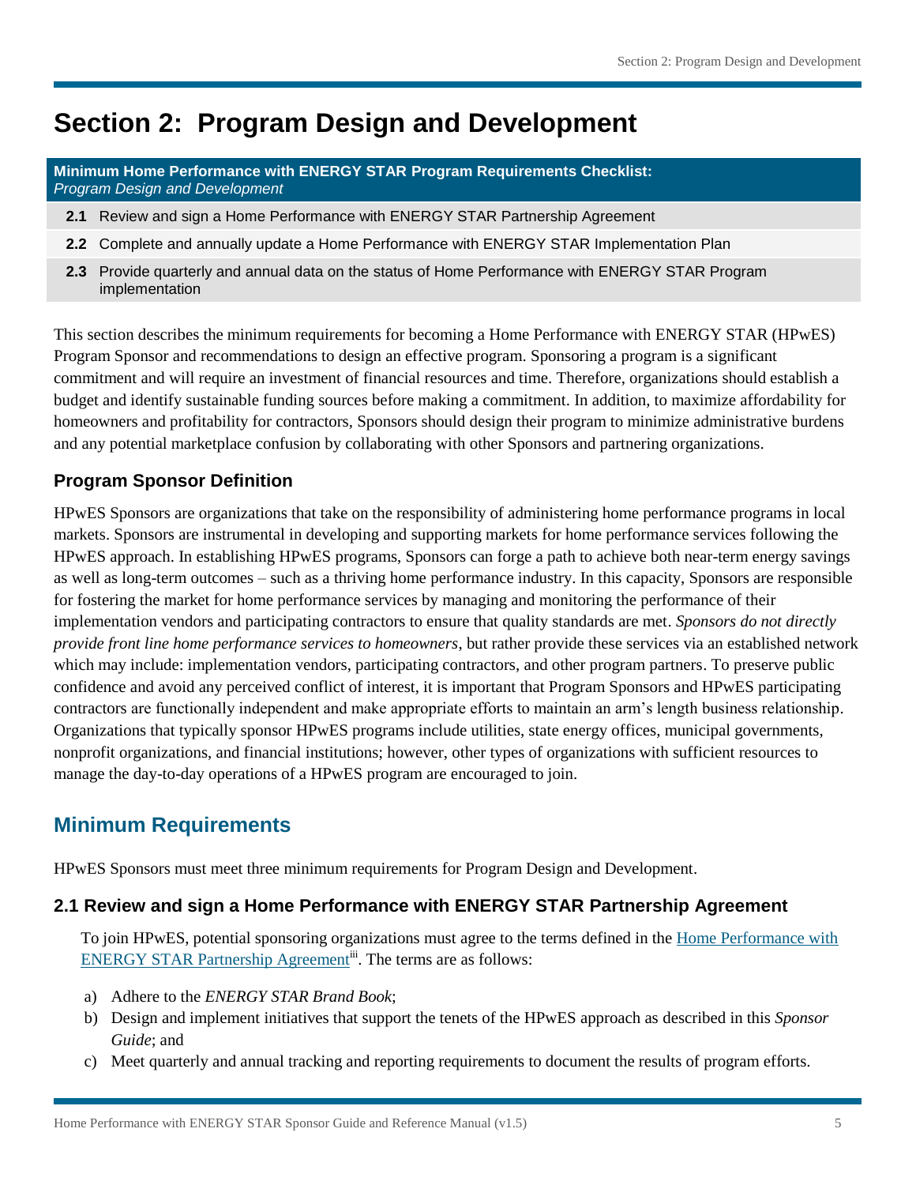# Section 2: Program Design and Development

| **Minimum Home Performance with ENERGY STAR Program Requirements Checklist:** *Program Design and Development* | |
|---|---|
| **2.1** | Review and sign a Home Performance with ENERGY STAR Partnership Agreement |
| **2.2** | Complete and annually update a Home Performance with ENERGY STAR Implementation Plan |
| **2.3** | Provide quarterly and annual data on the status of Home Performance with ENERGY STAR Program implementation |

This section describes the minimum requirements for becoming a Home Performance with ENERGY STAR (HPwES) Program Sponsor and recommendations to design an effective program. Sponsoring a program is a significant commitment and will require an investment of financial resources and time. Therefore, organizations should establish a budget and identify sustainable funding sources before making a commitment. In addition, to maximize affordability for homeowners and profitability for contractors, Sponsors should design their program to minimize administrative burdens and any potential marketplace confusion by collaborating with other Sponsors and partnering organizations.

### Program Sponsor Definition

HPwES Sponsors are organizations that take on the responsibility of administering home performance programs in local markets. Sponsors are instrumental in developing and supporting markets for home performance services following the HPwES approach. In establishing HPwES programs, Sponsors can forge a path to achieve both near-term energy savings as well as long-term outcomes – such as a thriving home performance industry. In this capacity, Sponsors are responsible for fostering the market for home performance services by managing and monitoring the performance of their implementation vendors and participating contractors to ensure that quality standards are met. *Sponsors do not directly provide front line home performance services to homeowners*, but rather provide these services via an established network which may include: implementation vendors, participating contractors, and other program partners. To preserve public confidence and avoid any perceived conflict of interest, it is important that Program Sponsors and HPwES participating contractors are functionally independent and make appropriate efforts to maintain an arm's length business relationship. Organizations that typically sponsor HPwES programs include utilities, state energy offices, municipal governments, nonprofit organizations, and financial institutions; however, other types of organizations with sufficient resources to manage the day-to-day operations of a HPwES program are encouraged to join.

## Minimum Requirements

HPwES Sponsors must meet three minimum requirements for Program Design and Development.

### 2.1 Review and sign a Home Performance with ENERGY STAR Partnership Agreement

To join HPwES, potential sponsoring organizations must agree to the terms defined in the Home Performance with ENERGY STAR Partnership Agreement[iii]. The terms are as follows:

a) Adhere to the *ENERGY STAR Brand Book*;
b) Design and implement initiatives that support the tenets of the HPwES approach as described in this *Sponsor Guide*; and
c) Meet quarterly and annual tracking and reporting requirements to document the results of program efforts.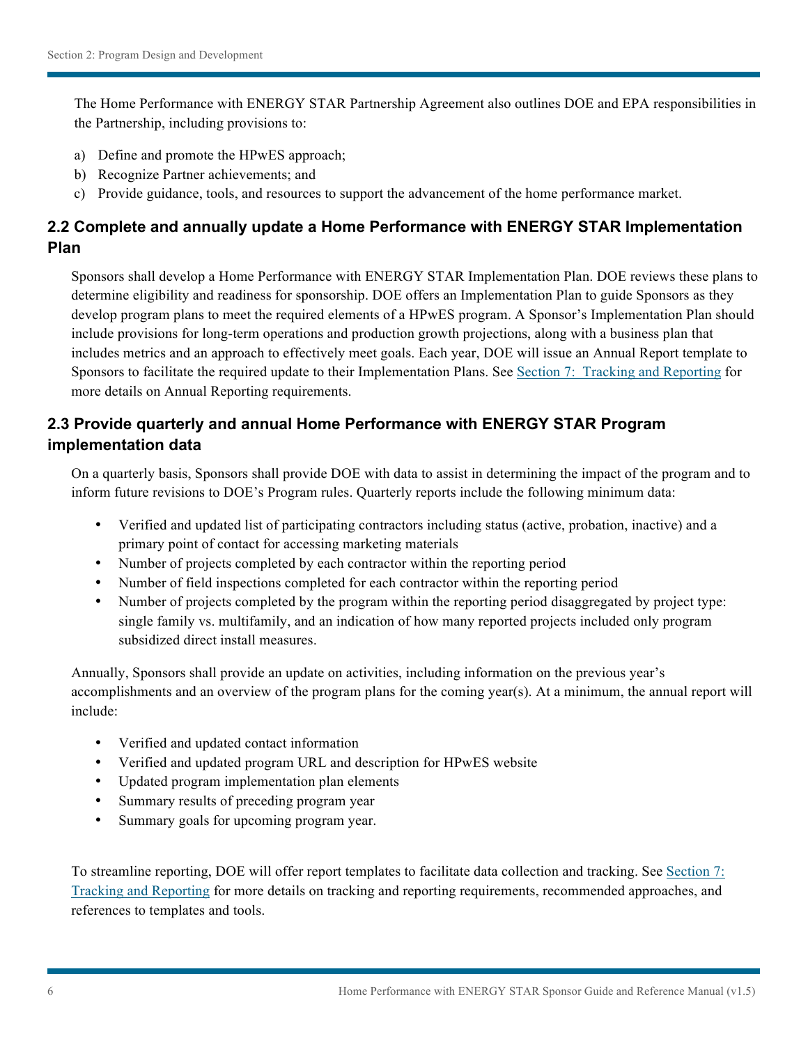The Home Performance with ENERGY STAR Partnership Agreement also outlines DOE and EPA responsibilities in the Partnership, including provisions to:

a) Define and promote the HPwES approach;
b) Recognize Partner achievements; and
c) Provide guidance, tools, and resources to support the advancement of the home performance market.

## 2.2 Complete and annually update a Home Performance with ENERGY STAR Implementation Plan

Sponsors shall develop a Home Performance with ENERGY STAR Implementation Plan. DOE reviews these plans to determine eligibility and readiness for sponsorship. DOE offers an Implementation Plan to guide Sponsors as they develop program plans to meet the required elements of a HPwES program. A Sponsor's Implementation Plan should include provisions for long-term operations and production growth projections, along with a business plan that includes metrics and an approach to effectively meet goals. Each year, DOE will issue an Annual Report template to Sponsors to facilitate the required update to their Implementation Plans. See Section 7: Tracking and Reporting for more details on Annual Reporting requirements.

## 2.3 Provide quarterly and annual Home Performance with ENERGY STAR Program implementation data

On a quarterly basis, Sponsors shall provide DOE with data to assist in determining the impact of the program and to inform future revisions to DOE's Program rules. Quarterly reports include the following minimum data:

- Verified and updated list of participating contractors including status (active, probation, inactive) and a primary point of contact for accessing marketing materials
- Number of projects completed by each contractor within the reporting period
- Number of field inspections completed for each contractor within the reporting period
- Number of projects completed by the program within the reporting period disaggregated by project type: single family vs. multifamily, and an indication of how many reported projects included only program subsidized direct install measures.

Annually, Sponsors shall provide an update on activities, including information on the previous year's accomplishments and an overview of the program plans for the coming year(s). At a minimum, the annual report will include:

- Verified and updated contact information
- Verified and updated program URL and description for HPwES website
- Updated program implementation plan elements
- Summary results of preceding program year
- Summary goals for upcoming program year.

To streamline reporting, DOE will offer report templates to facilitate data collection and tracking. See Section 7: Tracking and Reporting for more details on tracking and reporting requirements, recommended approaches, and references to templates and tools.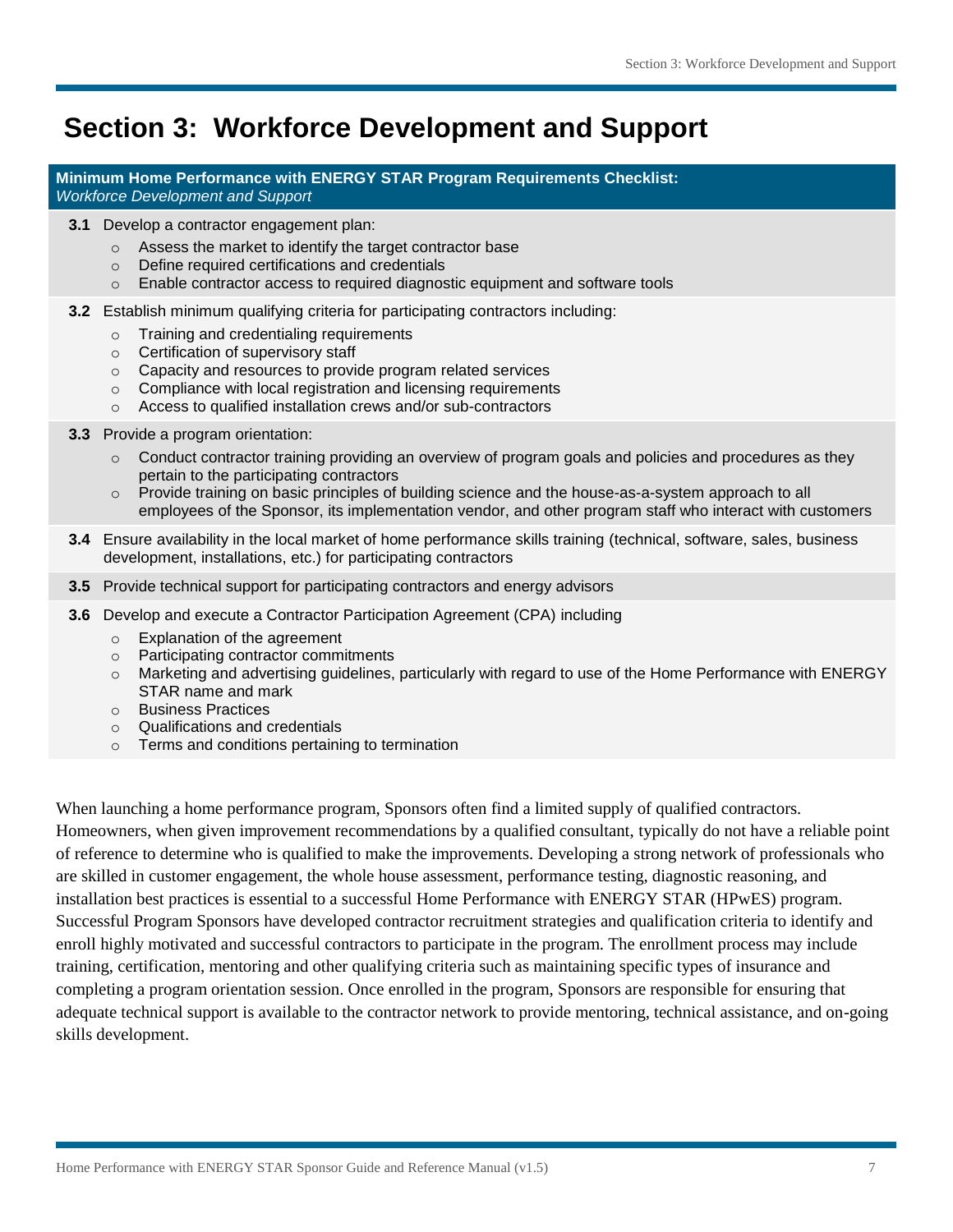# Section 3: Workforce Development and Support

**Minimum Home Performance with ENERGY STAR Program Requirements Checklist:**
*Workforce Development and Support*

**3.1** Develop a contractor engagement plan:

- Assess the market to identify the target contractor base
- Define required certifications and credentials
- Enable contractor access to required diagnostic equipment and software tools

**3.2** Establish minimum qualifying criteria for participating contractors including:

- Training and credentialing requirements
- Certification of supervisory staff
- Capacity and resources to provide program related services
- Compliance with local registration and licensing requirements
- Access to qualified installation crews and/or sub-contractors

**3.3** Provide a program orientation:

- Conduct contractor training providing an overview of program goals and policies and procedures as they pertain to the participating contractors
- Provide training on basic principles of building science and the house-as-a-system approach to all employees of the Sponsor, its implementation vendor, and other program staff who interact with customers

**3.4** Ensure availability in the local market of home performance skills training (technical, software, sales, business development, installations, etc.) for participating contractors

**3.5** Provide technical support for participating contractors and energy advisors

**3.6** Develop and execute a Contractor Participation Agreement (CPA) including

- Explanation of the agreement
- Participating contractor commitments
- Marketing and advertising guidelines, particularly with regard to use of the Home Performance with ENERGY STAR name and mark
- Business Practices
- Qualifications and credentials
- Terms and conditions pertaining to termination

When launching a home performance program, Sponsors often find a limited supply of qualified contractors. Homeowners, when given improvement recommendations by a qualified consultant, typically do not have a reliable point of reference to determine who is qualified to make the improvements. Developing a strong network of professionals who are skilled in customer engagement, the whole house assessment, performance testing, diagnostic reasoning, and installation best practices is essential to a successful Home Performance with ENERGY STAR (HPwES) program. Successful Program Sponsors have developed contractor recruitment strategies and qualification criteria to identify and enroll highly motivated and successful contractors to participate in the program. The enrollment process may include training, certification, mentoring and other qualifying criteria such as maintaining specific types of insurance and completing a program orientation session. Once enrolled in the program, Sponsors are responsible for ensuring that adequate technical support is available to the contractor network to provide mentoring, technical assistance, and on-going skills development.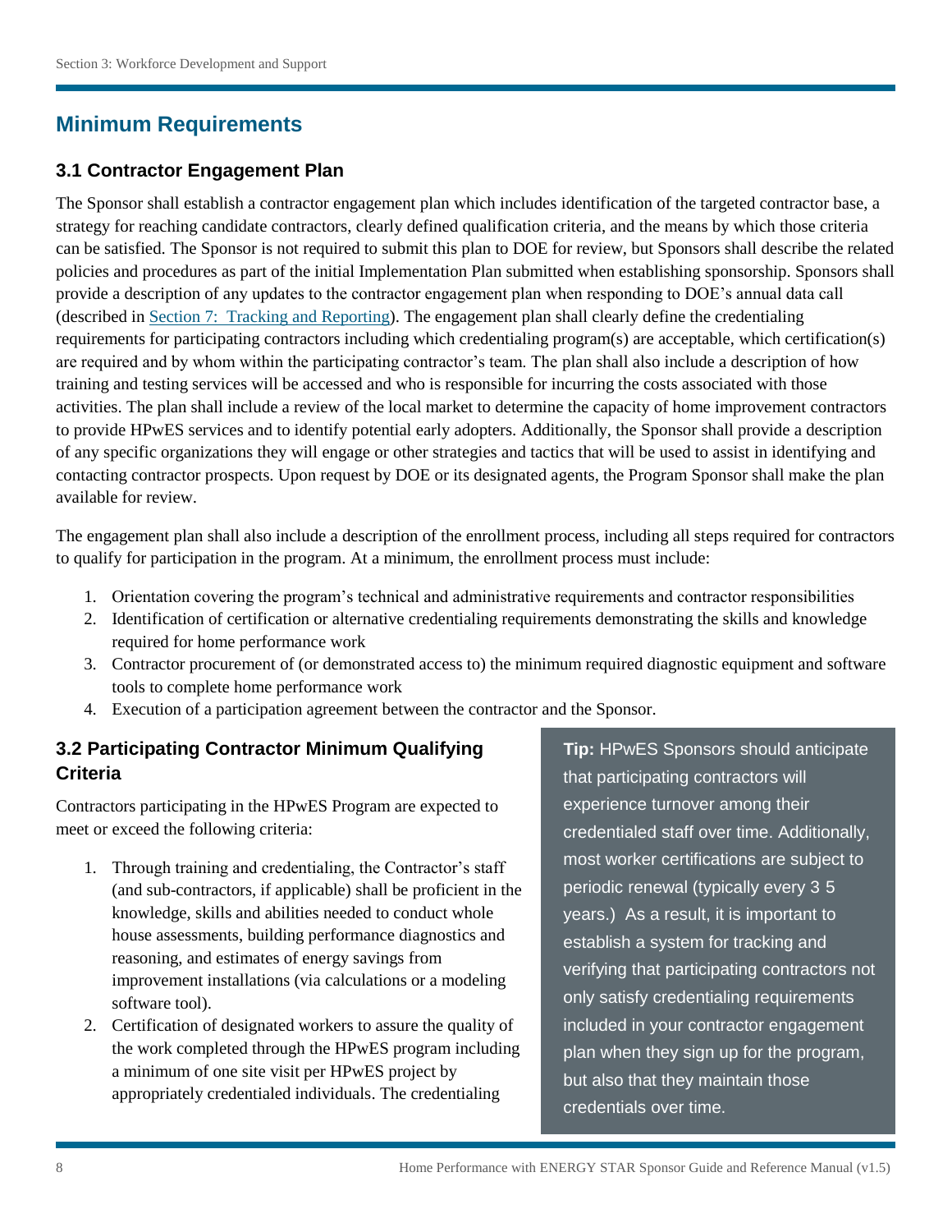## Minimum Requirements

### 3.1 Contractor Engagement Plan

The Sponsor shall establish a contractor engagement plan which includes identification of the targeted contractor base, a strategy for reaching candidate contractors, clearly defined qualification criteria, and the means by which those criteria can be satisfied. The Sponsor is not required to submit this plan to DOE for review, but Sponsors shall describe the related policies and procedures as part of the initial Implementation Plan submitted when establishing sponsorship. Sponsors shall provide a description of any updates to the contractor engagement plan when responding to DOE's annual data call (described in Section 7: Tracking and Reporting). The engagement plan shall clearly define the credentialing requirements for participating contractors including which credentialing program(s) are acceptable, which certification(s) are required and by whom within the participating contractor's team. The plan shall also include a description of how training and testing services will be accessed and who is responsible for incurring the costs associated with those activities. The plan shall include a review of the local market to determine the capacity of home improvement contractors to provide HPwES services and to identify potential early adopters. Additionally, the Sponsor shall provide a description of any specific organizations they will engage or other strategies and tactics that will be used to assist in identifying and contacting contractor prospects. Upon request by DOE or its designated agents, the Program Sponsor shall make the plan available for review.

The engagement plan shall also include a description of the enrollment process, including all steps required for contractors to qualify for participation in the program. At a minimum, the enrollment process must include:

1. Orientation covering the program's technical and administrative requirements and contractor responsibilities
2. Identification of certification or alternative credentialing requirements demonstrating the skills and knowledge required for home performance work
3. Contractor procurement of (or demonstrated access to) the minimum required diagnostic equipment and software tools to complete home performance work
4. Execution of a participation agreement between the contractor and the Sponsor.

### 3.2 Participating Contractor Minimum Qualifying Criteria

Contractors participating in the HPwES Program are expected to meet or exceed the following criteria:

1. Through training and credentialing, the Contractor's staff (and sub-contractors, if applicable) shall be proficient in the knowledge, skills and abilities needed to conduct whole house assessments, building performance diagnostics and reasoning, and estimates of energy savings from improvement installations (via calculations or a modeling software tool).
2. Certification of designated workers to assure the quality of the work completed through the HPwES program including a minimum of one site visit per HPwES project by appropriately credentialed individuals. The credentialing

**Tip:** HPwES Sponsors should anticipate that participating contractors will experience turnover among their credentialed staff over time. Additionally, most worker certifications are subject to periodic renewal (typically every 3 5 years.) As a result, it is important to establish a system for tracking and verifying that participating contractors not only satisfy credentialing requirements included in your contractor engagement plan when they sign up for the program, but also that they maintain those credentials over time.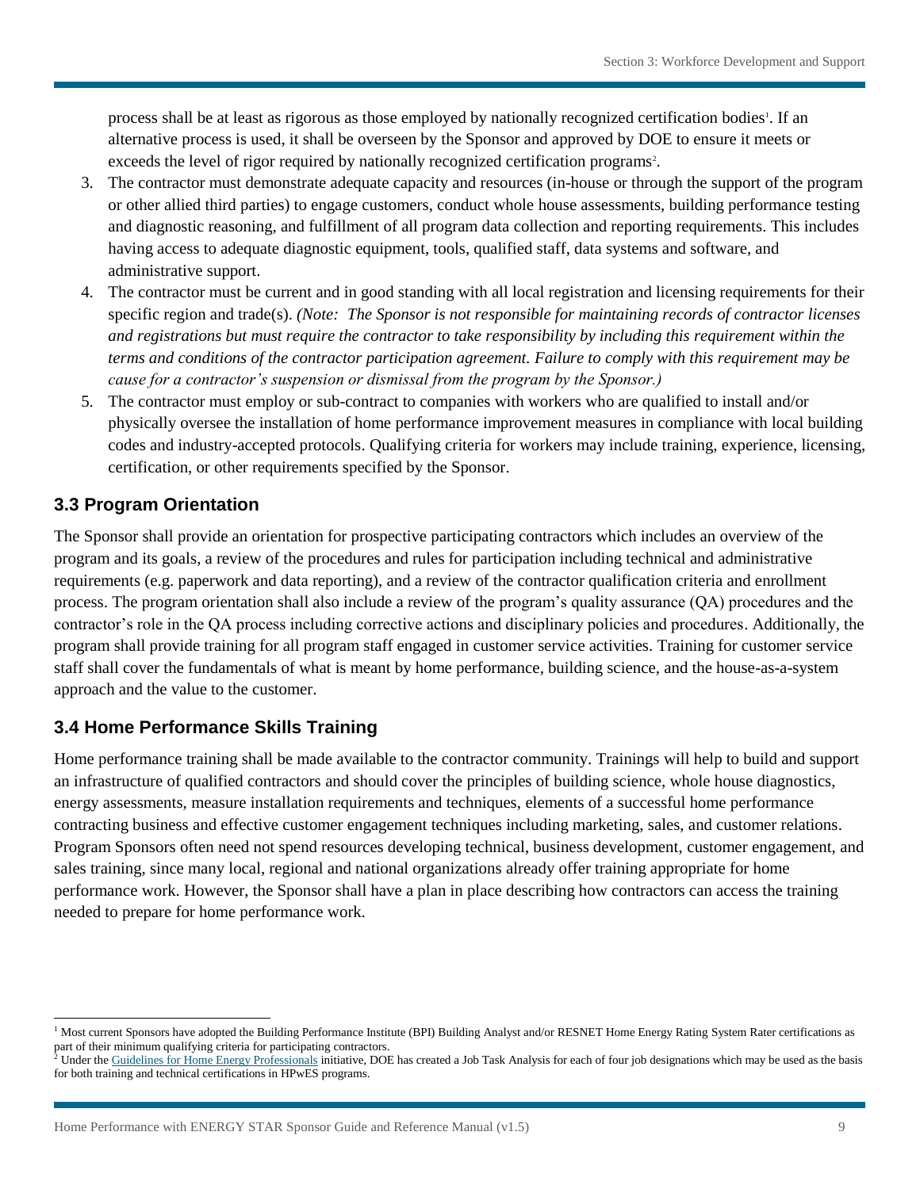process shall be at least as rigorous as those employed by nationally recognized certification bodies[1]. If an alternative process is used, it shall be overseen by the Sponsor and approved by DOE to ensure it meets or exceeds the level of rigor required by nationally recognized certification programs[2].

3. The contractor must demonstrate adequate capacity and resources (in-house or through the support of the program or other allied third parties) to engage customers, conduct whole house assessments, building performance testing and diagnostic reasoning, and fulfillment of all program data collection and reporting requirements. This includes having access to adequate diagnostic equipment, tools, qualified staff, data systems and software, and administrative support.
4. The contractor must be current and in good standing with all local registration and licensing requirements for their specific region and trade(s). *(Note: The Sponsor is not responsible for maintaining records of contractor licenses and registrations but must require the contractor to take responsibility by including this requirement within the terms and conditions of the contractor participation agreement. Failure to comply with this requirement may be cause for a contractor's suspension or dismissal from the program by the Sponsor.)*
5. The contractor must employ or sub-contract to companies with workers who are qualified to install and/or physically oversee the installation of home performance improvement measures in compliance with local building codes and industry-accepted protocols. Qualifying criteria for workers may include training, experience, licensing, certification, or other requirements specified by the Sponsor.

## 3.3 Program Orientation

The Sponsor shall provide an orientation for prospective participating contractors which includes an overview of the program and its goals, a review of the procedures and rules for participation including technical and administrative requirements (e.g. paperwork and data reporting), and a review of the contractor qualification criteria and enrollment process. The program orientation shall also include a review of the program's quality assurance (QA) procedures and the contractor's role in the QA process including corrective actions and disciplinary policies and procedures. Additionally, the program shall provide training for all program staff engaged in customer service activities. Training for customer service staff shall cover the fundamentals of what is meant by home performance, building science, and the house-as-a-system approach and the value to the customer.

## 3.4 Home Performance Skills Training

Home performance training shall be made available to the contractor community. Trainings will help to build and support an infrastructure of qualified contractors and should cover the principles of building science, whole house diagnostics, energy assessments, measure installation requirements and techniques, elements of a successful home performance contracting business and effective customer engagement techniques including marketing, sales, and customer relations. Program Sponsors often need not spend resources developing technical, business development, customer engagement, and sales training, since many local, regional and national organizations already offer training appropriate for home performance work. However, the Sponsor shall have a plan in place describing how contractors can access the training needed to prepare for home performance work.

---

[1] Most current Sponsors have adopted the Building Performance Institute (BPI) Building Analyst and/or RESNET Home Energy Rating System Rater certifications as part of their minimum qualifying criteria for participating contractors.

[2] Under the Guidelines for Home Energy Professionals initiative, DOE has created a Job Task Analysis for each of four job designations which may be used as the basis for both training and technical certifications in HPwES programs.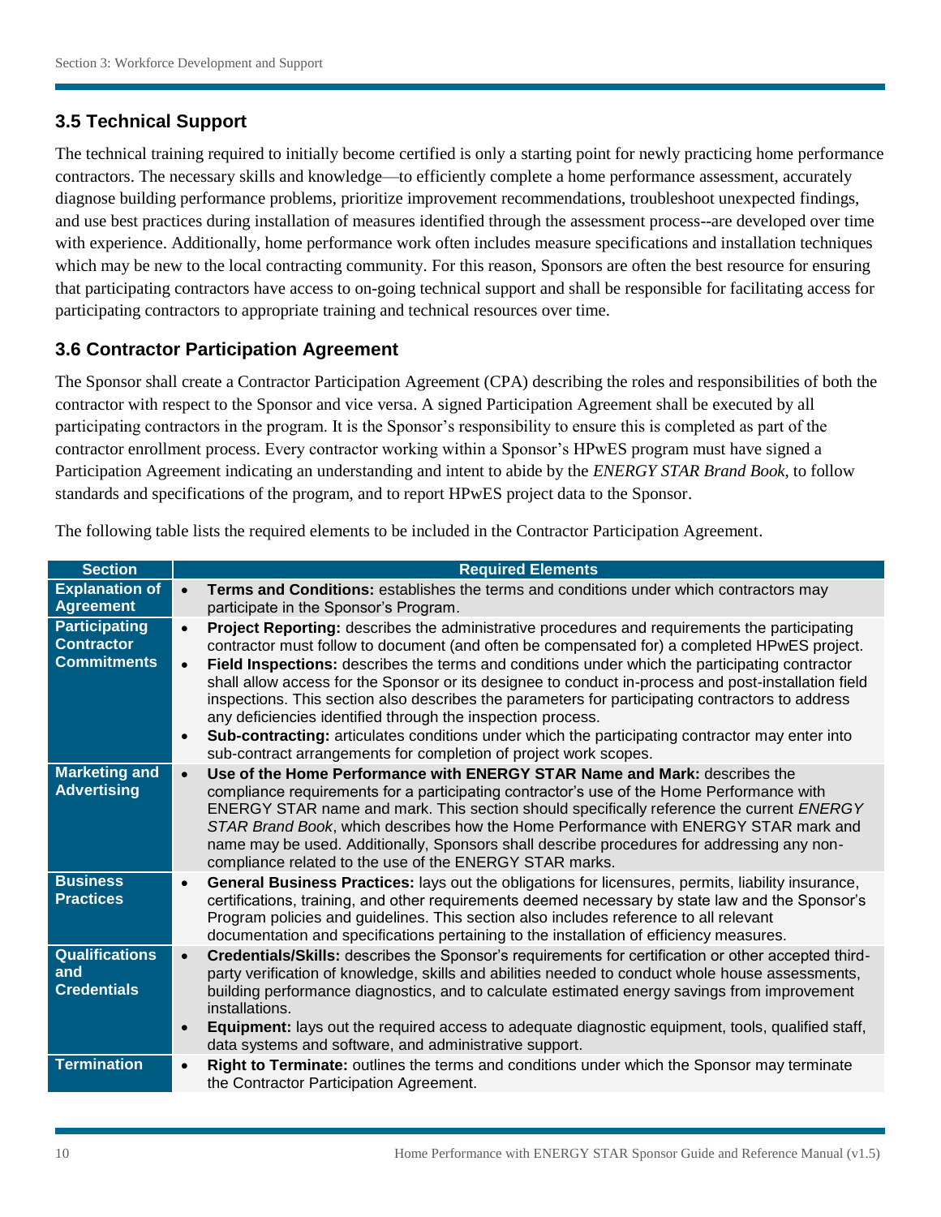## 3.5 Technical Support

The technical training required to initially become certified is only a starting point for newly practicing home performance contractors. The necessary skills and knowledge—to efficiently complete a home performance assessment, accurately diagnose building performance problems, prioritize improvement recommendations, troubleshoot unexpected findings, and use best practices during installation of measures identified through the assessment process--are developed over time with experience. Additionally, home performance work often includes measure specifications and installation techniques which may be new to the local contracting community. For this reason, Sponsors are often the best resource for ensuring that participating contractors have access to on-going technical support and shall be responsible for facilitating access for participating contractors to appropriate training and technical resources over time.

## 3.6 Contractor Participation Agreement

The Sponsor shall create a Contractor Participation Agreement (CPA) describing the roles and responsibilities of both the contractor with respect to the Sponsor and vice versa. A signed Participation Agreement shall be executed by all participating contractors in the program. It is the Sponsor's responsibility to ensure this is completed as part of the contractor enrollment process. Every contractor working within a Sponsor's HPwES program must have signed a Participation Agreement indicating an understanding and intent to abide by the *ENERGY STAR Brand Book*, to follow standards and specifications of the program, and to report HPwES project data to the Sponsor.

The following table lists the required elements to be included in the Contractor Participation Agreement.

| Section | Required Elements |
|---|---|
| **Explanation of Agreement** | • **Terms and Conditions:** establishes the terms and conditions under which contractors may participate in the Sponsor's Program. |
| **Participating Contractor Commitments** | • **Project Reporting:** describes the administrative procedures and requirements the participating contractor must follow to document (and often be compensated for) a completed HPwES project.<br>• **Field Inspections:** describes the terms and conditions under which the participating contractor shall allow access for the Sponsor or its designee to conduct in-process and post-installation field inspections. This section also describes the parameters for participating contractors to address any deficiencies identified through the inspection process.<br>• **Sub-contracting:** articulates conditions under which the participating contractor may enter into sub-contract arrangements for completion of project work scopes. |
| **Marketing and Advertising** | • **Use of the Home Performance with ENERGY STAR Name and Mark:** describes the compliance requirements for a participating contractor's use of the Home Performance with ENERGY STAR name and mark. This section should specifically reference the current *ENERGY STAR Brand Book*, which describes how the Home Performance with ENERGY STAR mark and name may be used. Additionally, Sponsors shall describe procedures for addressing any non-compliance related to the use of the ENERGY STAR marks. |
| **Business Practices** | • **General Business Practices:** lays out the obligations for licensures, permits, liability insurance, certifications, training, and other requirements deemed necessary by state law and the Sponsor's Program policies and guidelines. This section also includes reference to all relevant documentation and specifications pertaining to the installation of efficiency measures. |
| **Qualifications and Credentials** | • **Credentials/Skills:** describes the Sponsor's requirements for certification or other accepted third-party verification of knowledge, skills and abilities needed to conduct whole house assessments, building performance diagnostics, and to calculate estimated energy savings from improvement installations.<br>• **Equipment:** lays out the required access to adequate diagnostic equipment, tools, qualified staff, data systems and software, and administrative support. |
| **Termination** | • **Right to Terminate:** outlines the terms and conditions under which the Sponsor may terminate the Contractor Participation Agreement. |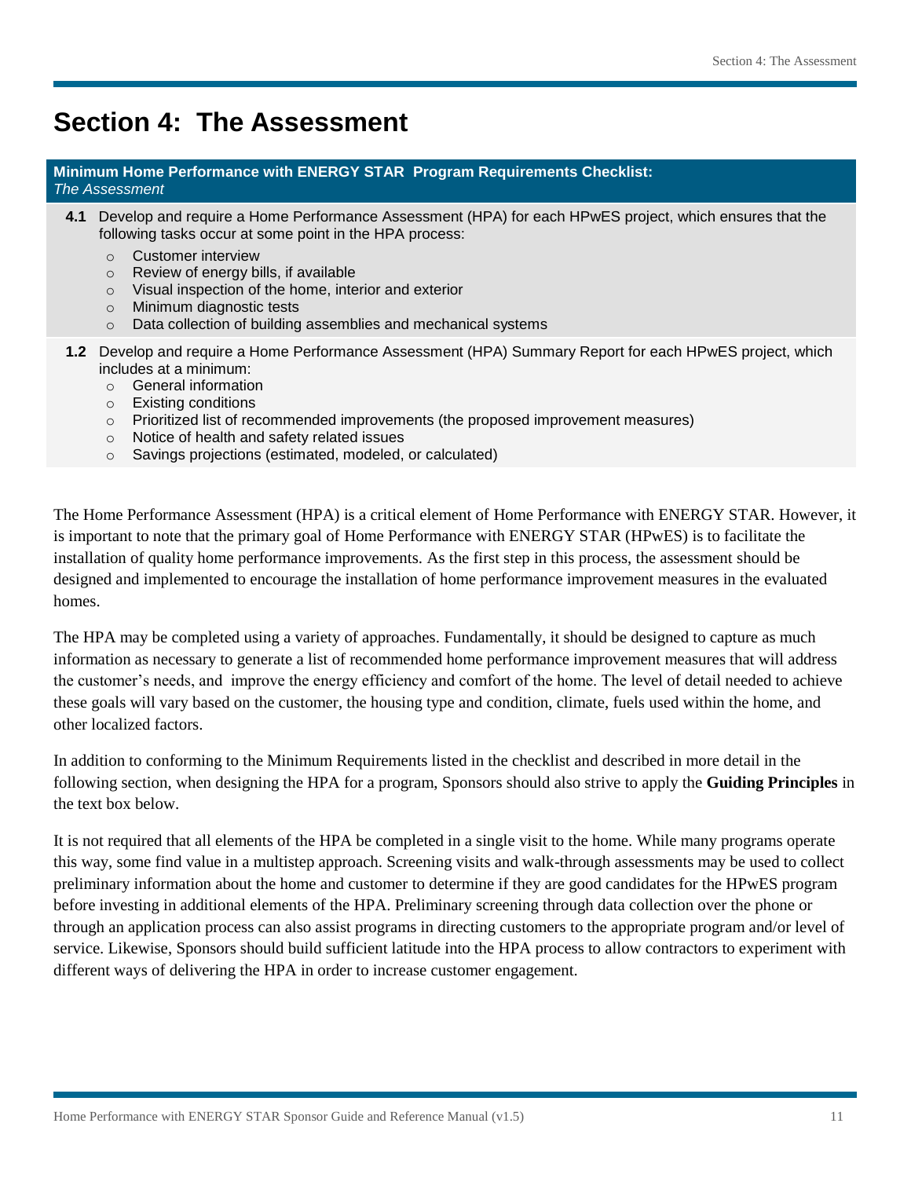# Section 4: The Assessment

**Minimum Home Performance with ENERGY STAR Program Requirements Checklist:**
*The Assessment*

**4.1** Develop and require a Home Performance Assessment (HPA) for each HPwES project, which ensures that the following tasks occur at some point in the HPA process:

- Customer interview
- Review of energy bills, if available
- Visual inspection of the home, interior and exterior
- Minimum diagnostic tests
- Data collection of building assemblies and mechanical systems

**1.2** Develop and require a Home Performance Assessment (HPA) Summary Report for each HPwES project, which includes at a minimum:

- General information
- Existing conditions
- Prioritized list of recommended improvements (the proposed improvement measures)
- Notice of health and safety related issues
- Savings projections (estimated, modeled, or calculated)

The Home Performance Assessment (HPA) is a critical element of Home Performance with ENERGY STAR. However, it is important to note that the primary goal of Home Performance with ENERGY STAR (HPwES) is to facilitate the installation of quality home performance improvements. As the first step in this process, the assessment should be designed and implemented to encourage the installation of home performance improvement measures in the evaluated homes.

The HPA may be completed using a variety of approaches. Fundamentally, it should be designed to capture as much information as necessary to generate a list of recommended home performance improvement measures that will address the customer's needs, and improve the energy efficiency and comfort of the home. The level of detail needed to achieve these goals will vary based on the customer, the housing type and condition, climate, fuels used within the home, and other localized factors.

In addition to conforming to the Minimum Requirements listed in the checklist and described in more detail in the following section, when designing the HPA for a program, Sponsors should also strive to apply the **Guiding Principles** in the text box below.

It is not required that all elements of the HPA be completed in a single visit to the home. While many programs operate this way, some find value in a multistep approach. Screening visits and walk-through assessments may be used to collect preliminary information about the home and customer to determine if they are good candidates for the HPwES program before investing in additional elements of the HPA. Preliminary screening through data collection over the phone or through an application process can also assist programs in directing customers to the appropriate program and/or level of service. Likewise, Sponsors should build sufficient latitude into the HPA process to allow contractors to experiment with different ways of delivering the HPA in order to increase customer engagement.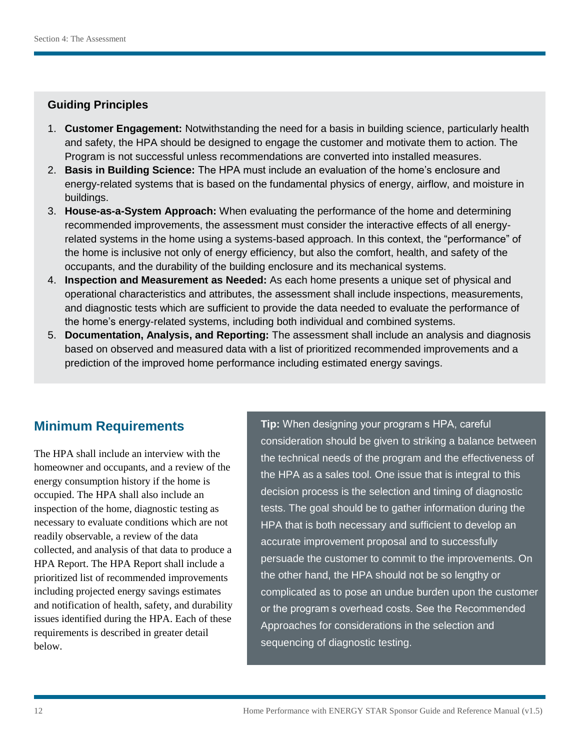### Guiding Principles

1. **Customer Engagement:** Notwithstanding the need for a basis in building science, particularly health and safety, the HPA should be designed to engage the customer and motivate them to action. The Program is not successful unless recommendations are converted into installed measures.
2. **Basis in Building Science:** The HPA must include an evaluation of the home's enclosure and energy-related systems that is based on the fundamental physics of energy, airflow, and moisture in buildings.
3. **House-as-a-System Approach:** When evaluating the performance of the home and determining recommended improvements, the assessment must consider the interactive effects of all energy-related systems in the home using a systems-based approach. In this context, the "performance" of the home is inclusive not only of energy efficiency, but also the comfort, health, and safety of the occupants, and the durability of the building enclosure and its mechanical systems.
4. **Inspection and Measurement as Needed:** As each home presents a unique set of physical and operational characteristics and attributes, the assessment shall include inspections, measurements, and diagnostic tests which are sufficient to provide the data needed to evaluate the performance of the home's energy-related systems, including both individual and combined systems.
5. **Documentation, Analysis, and Reporting:** The assessment shall include an analysis and diagnosis based on observed and measured data with a list of prioritized recommended improvements and a prediction of the improved home performance including estimated energy savings.

## Minimum Requirements

The HPA shall include an interview with the homeowner and occupants, and a review of the energy consumption history if the home is occupied. The HPA shall also include an inspection of the home, diagnostic testing as necessary to evaluate conditions which are not readily observable, a review of the data collected, and analysis of that data to produce a HPA Report. The HPA Report shall include a prioritized list of recommended improvements including projected energy savings estimates and notification of health, safety, and durability issues identified during the HPA. Each of these requirements is described in greater detail below.

**Tip:** When designing your program s HPA, careful consideration should be given to striking a balance between the technical needs of the program and the effectiveness of the HPA as a sales tool. One issue that is integral to this decision process is the selection and timing of diagnostic tests. The goal should be to gather information during the HPA that is both necessary and sufficient to develop an accurate improvement proposal and to successfully persuade the customer to commit to the improvements. On the other hand, the HPA should not be so lengthy or complicated as to pose an undue burden upon the customer or the program s overhead costs. See the Recommended Approaches for considerations in the selection and sequencing of diagnostic testing.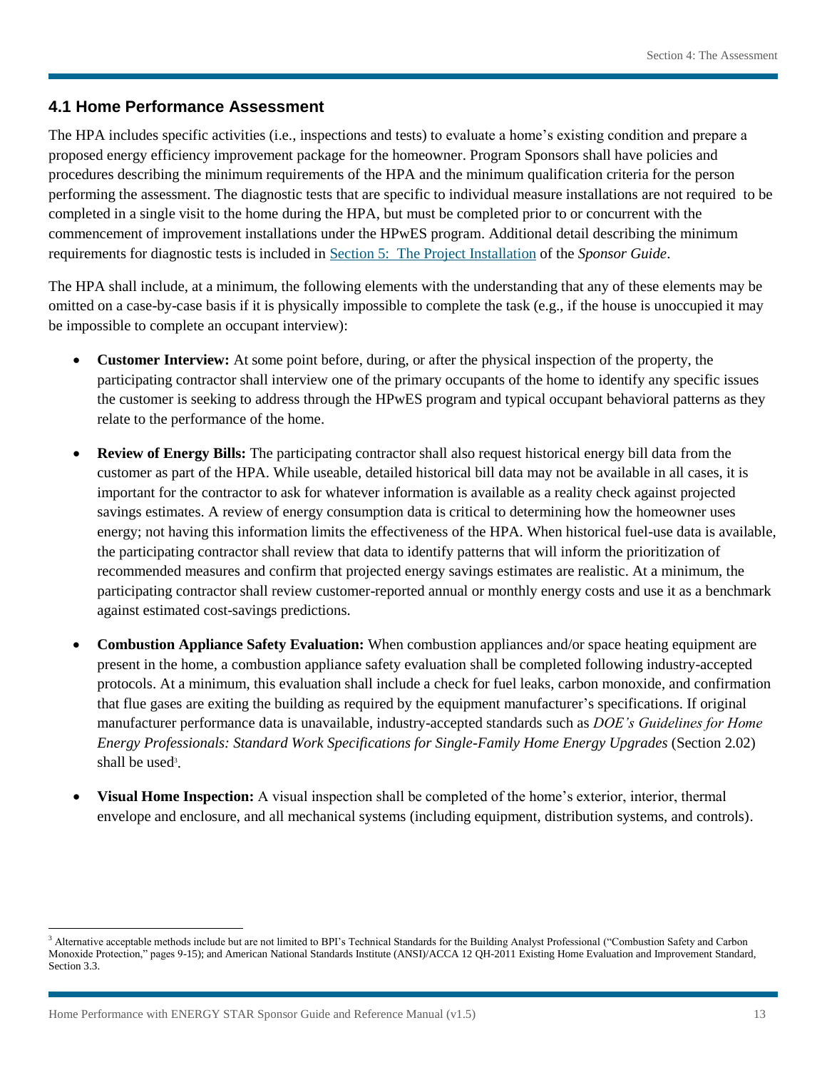## 4.1 Home Performance Assessment

The HPA includes specific activities (i.e., inspections and tests) to evaluate a home's existing condition and prepare a proposed energy efficiency improvement package for the homeowner. Program Sponsors shall have policies and procedures describing the minimum requirements of the HPA and the minimum qualification criteria for the person performing the assessment. The diagnostic tests that are specific to individual measure installations are not required to be completed in a single visit to the home during the HPA, but must be completed prior to or concurrent with the commencement of improvement installations under the HPwES program. Additional detail describing the minimum requirements for diagnostic tests is included in Section 5: The Project Installation of the *Sponsor Guide*.

The HPA shall include, at a minimum, the following elements with the understanding that any of these elements may be omitted on a case-by-case basis if it is physically impossible to complete the task (e.g., if the house is unoccupied it may be impossible to complete an occupant interview):

- **Customer Interview:** At some point before, during, or after the physical inspection of the property, the participating contractor shall interview one of the primary occupants of the home to identify any specific issues the customer is seeking to address through the HPwES program and typical occupant behavioral patterns as they relate to the performance of the home.
- **Review of Energy Bills:** The participating contractor shall also request historical energy bill data from the customer as part of the HPA. While useable, detailed historical bill data may not be available in all cases, it is important for the contractor to ask for whatever information is available as a reality check against projected savings estimates. A review of energy consumption data is critical to determining how the homeowner uses energy; not having this information limits the effectiveness of the HPA. When historical fuel-use data is available, the participating contractor shall review that data to identify patterns that will inform the prioritization of recommended measures and confirm that projected energy savings estimates are realistic. At a minimum, the participating contractor shall review customer-reported annual or monthly energy costs and use it as a benchmark against estimated cost-savings predictions.
- **Combustion Appliance Safety Evaluation:** When combustion appliances and/or space heating equipment are present in the home, a combustion appliance safety evaluation shall be completed following industry-accepted protocols. At a minimum, this evaluation shall include a check for fuel leaks, carbon monoxide, and confirmation that flue gases are exiting the building as required by the equipment manufacturer's specifications. If original manufacturer performance data is unavailable, industry-accepted standards such as *DOE's Guidelines for Home Energy Professionals: Standard Work Specifications for Single-Family Home Energy Upgrades* (Section 2.02) shall be used[3].
- **Visual Home Inspection:** A visual inspection shall be completed of the home's exterior, interior, thermal envelope and enclosure, and all mechanical systems (including equipment, distribution systems, and controls).

[3] Alternative acceptable methods include but are not limited to BPI's Technical Standards for the Building Analyst Professional ("Combustion Safety and Carbon Monoxide Protection," pages 9-15); and American National Standards Institute (ANSI)/ACCA 12 QH-2011 Existing Home Evaluation and Improvement Standard, Section 3.3.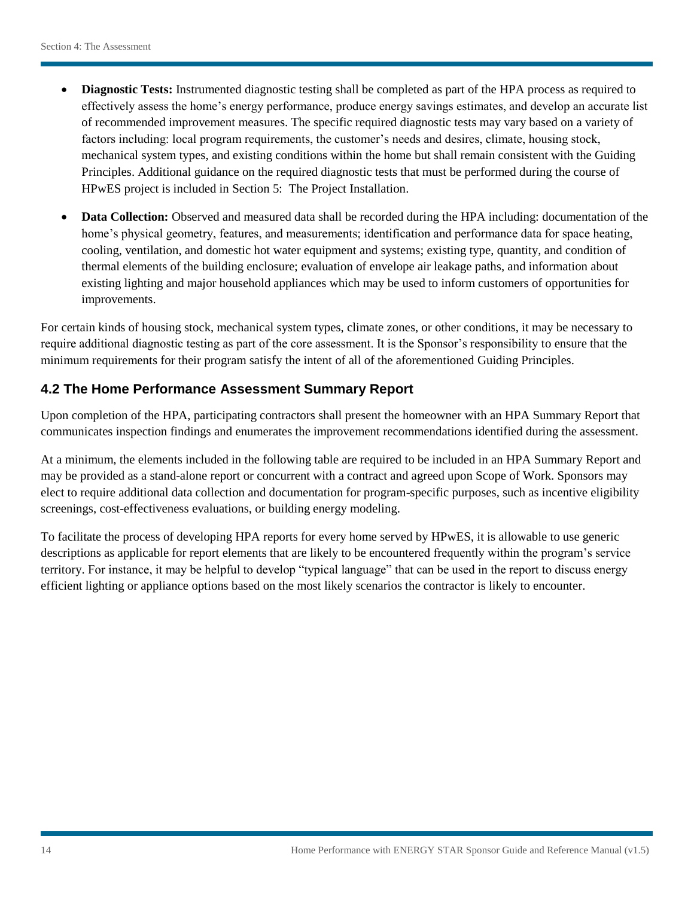- **Diagnostic Tests:** Instrumented diagnostic testing shall be completed as part of the HPA process as required to effectively assess the home's energy performance, produce energy savings estimates, and develop an accurate list of recommended improvement measures. The specific required diagnostic tests may vary based on a variety of factors including: local program requirements, the customer's needs and desires, climate, housing stock, mechanical system types, and existing conditions within the home but shall remain consistent with the Guiding Principles. Additional guidance on the required diagnostic tests that must be performed during the course of HPwES project is included in Section 5: The Project Installation.

- **Data Collection:** Observed and measured data shall be recorded during the HPA including: documentation of the home's physical geometry, features, and measurements; identification and performance data for space heating, cooling, ventilation, and domestic hot water equipment and systems; existing type, quantity, and condition of thermal elements of the building enclosure; evaluation of envelope air leakage paths, and information about existing lighting and major household appliances which may be used to inform customers of opportunities for improvements.

For certain kinds of housing stock, mechanical system types, climate zones, or other conditions, it may be necessary to require additional diagnostic testing as part of the core assessment. It is the Sponsor's responsibility to ensure that the minimum requirements for their program satisfy the intent of all of the aforementioned Guiding Principles.

## 4.2 The Home Performance Assessment Summary Report

Upon completion of the HPA, participating contractors shall present the homeowner with an HPA Summary Report that communicates inspection findings and enumerates the improvement recommendations identified during the assessment.

At a minimum, the elements included in the following table are required to be included in an HPA Summary Report and may be provided as a stand-alone report or concurrent with a contract and agreed upon Scope of Work. Sponsors may elect to require additional data collection and documentation for program-specific purposes, such as incentive eligibility screenings, cost-effectiveness evaluations, or building energy modeling.

To facilitate the process of developing HPA reports for every home served by HPwES, it is allowable to use generic descriptions as applicable for report elements that are likely to be encountered frequently within the program's service territory. For instance, it may be helpful to develop "typical language" that can be used in the report to discuss energy efficient lighting or appliance options based on the most likely scenarios the contractor is likely to encounter.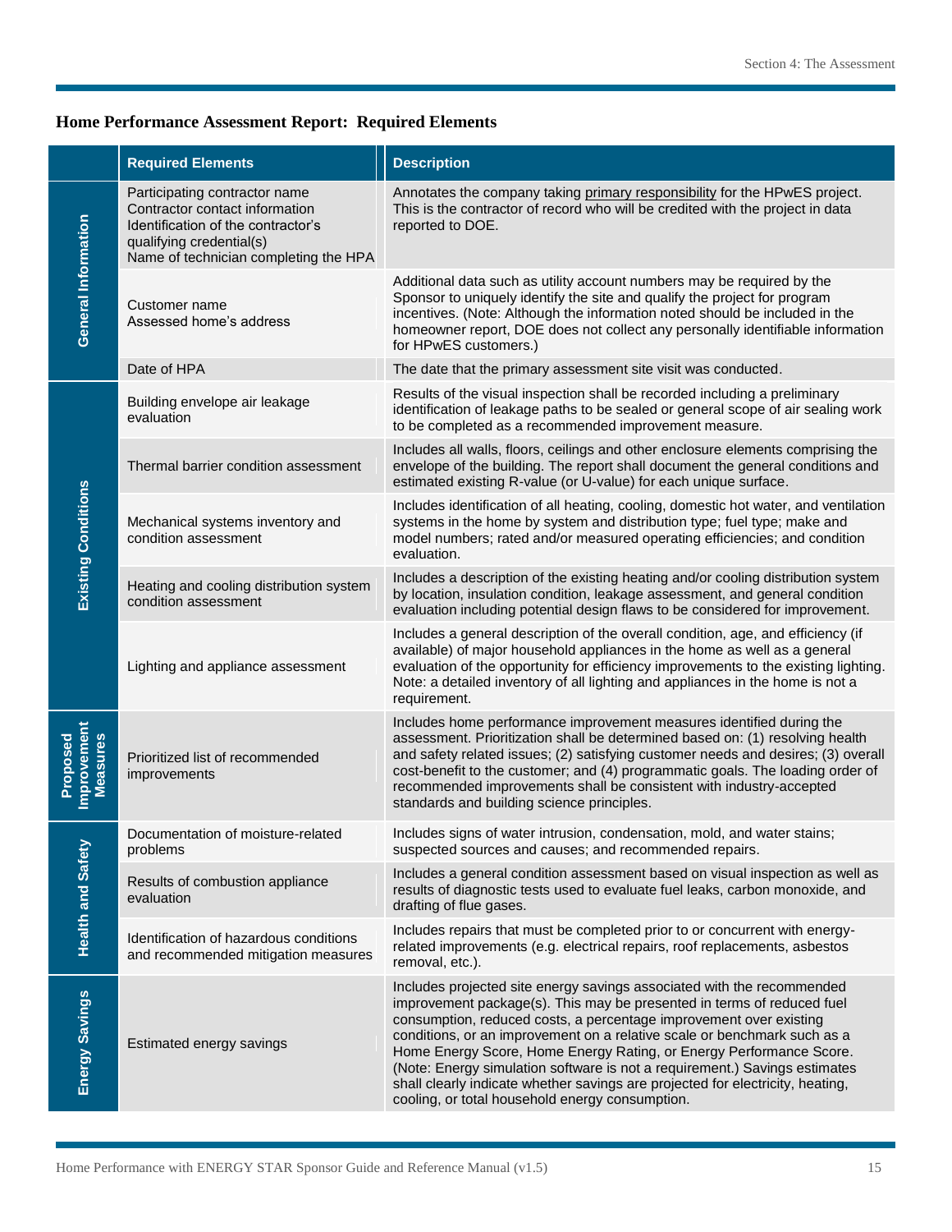## Home Performance Assessment Report: Required Elements

| | Required Elements | Description |
|---|---|---|
| General Information | Participating contractor name<br>Contractor contact information<br>Identification of the contractor's qualifying credential(s)<br>Name of technician completing the HPA | Annotates the company taking primary responsibility for the HPwES project. This is the contractor of record who will be credited with the project in data reported to DOE. |
| | Customer name<br>Assessed home's address | Additional data such as utility account numbers may be required by the Sponsor to uniquely identify the site and qualify the project for program incentives. (Note: Although the information noted should be included in the homeowner report, DOE does not collect any personally identifiable information for HPwES customers.) |
| | Date of HPA | The date that the primary assessment site visit was conducted. |
| Existing Conditions | Building envelope air leakage evaluation | Results of the visual inspection shall be recorded including a preliminary identification of leakage paths to be sealed or general scope of air sealing work to be completed as a recommended improvement measure. |
| | Thermal barrier condition assessment | Includes all walls, floors, ceilings and other enclosure elements comprising the envelope of the building. The report shall document the general conditions and estimated existing R-value (or U-value) for each unique surface. |
| | Mechanical systems inventory and condition assessment | Includes identification of all heating, cooling, domestic hot water, and ventilation systems in the home by system and distribution type; fuel type; make and model numbers; rated and/or measured operating efficiencies; and condition evaluation. |
| | Heating and cooling distribution system condition assessment | Includes a description of the existing heating and/or cooling distribution system by location, insulation condition, leakage assessment, and general condition evaluation including potential design flaws to be considered for improvement. |
| | Lighting and appliance assessment | Includes a general description of the overall condition, age, and efficiency (if available) of major household appliances in the home as well as a general evaluation of the opportunity for efficiency improvements to the existing lighting. Note: a detailed inventory of all lighting and appliances in the home is not a requirement. |
| Proposed Improvement Measures | Prioritized list of recommended improvements | Includes home performance improvement measures identified during the assessment. Prioritization shall be determined based on: (1) resolving health and safety related issues; (2) satisfying customer needs and desires; (3) overall cost-benefit to the customer; and (4) programmatic goals. The loading order of recommended improvements shall be consistent with industry-accepted standards and building science principles. |
| Health and Safety | Documentation of moisture-related problems | Includes signs of water intrusion, condensation, mold, and water stains; suspected sources and causes; and recommended repairs. |
| | Results of combustion appliance evaluation | Includes a general condition assessment based on visual inspection as well as results of diagnostic tests used to evaluate fuel leaks, carbon monoxide, and drafting of flue gases. |
| | Identification of hazardous conditions and recommended mitigation measures | Includes repairs that must be completed prior to or concurrent with energy-related improvements (e.g. electrical repairs, roof replacements, asbestos removal, etc.). |
| Energy Savings | Estimated energy savings | Includes projected site energy savings associated with the recommended improvement package(s). This may be presented in terms of reduced fuel consumption, reduced costs, a percentage improvement over existing conditions, or an improvement on a relative scale or benchmark such as a Home Energy Score, Home Energy Rating, or Energy Performance Score. (Note: Energy simulation software is not a requirement.) Savings estimates shall clearly indicate whether savings are projected for electricity, heating, cooling, or total household energy consumption. |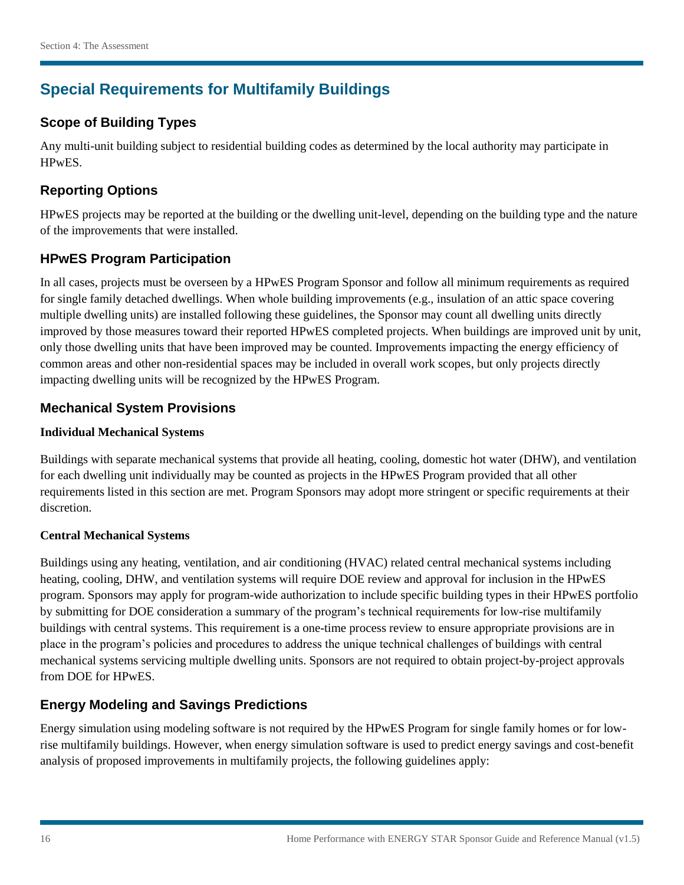## Special Requirements for Multifamily Buildings

### Scope of Building Types

Any multi-unit building subject to residential building codes as determined by the local authority may participate in HPwES.

### Reporting Options

HPwES projects may be reported at the building or the dwelling unit-level, depending on the building type and the nature of the improvements that were installed.

### HPwES Program Participation

In all cases, projects must be overseen by a HPwES Program Sponsor and follow all minimum requirements as required for single family detached dwellings. When whole building improvements (e.g., insulation of an attic space covering multiple dwelling units) are installed following these guidelines, the Sponsor may count all dwelling units directly improved by those measures toward their reported HPwES completed projects. When buildings are improved unit by unit, only those dwelling units that have been improved may be counted. Improvements impacting the energy efficiency of common areas and other non-residential spaces may be included in overall work scopes, but only projects directly impacting dwelling units will be recognized by the HPwES Program.

### Mechanical System Provisions

#### Individual Mechanical Systems

Buildings with separate mechanical systems that provide all heating, cooling, domestic hot water (DHW), and ventilation for each dwelling unit individually may be counted as projects in the HPwES Program provided that all other requirements listed in this section are met. Program Sponsors may adopt more stringent or specific requirements at their discretion.

#### Central Mechanical Systems

Buildings using any heating, ventilation, and air conditioning (HVAC) related central mechanical systems including heating, cooling, DHW, and ventilation systems will require DOE review and approval for inclusion in the HPwES program. Sponsors may apply for program-wide authorization to include specific building types in their HPwES portfolio by submitting for DOE consideration a summary of the program's technical requirements for low-rise multifamily buildings with central systems. This requirement is a one-time process review to ensure appropriate provisions are in place in the program's policies and procedures to address the unique technical challenges of buildings with central mechanical systems servicing multiple dwelling units. Sponsors are not required to obtain project-by-project approvals from DOE for HPwES.

### Energy Modeling and Savings Predictions

Energy simulation using modeling software is not required by the HPwES Program for single family homes or for low-rise multifamily buildings. However, when energy simulation software is used to predict energy savings and cost-benefit analysis of proposed improvements in multifamily projects, the following guidelines apply: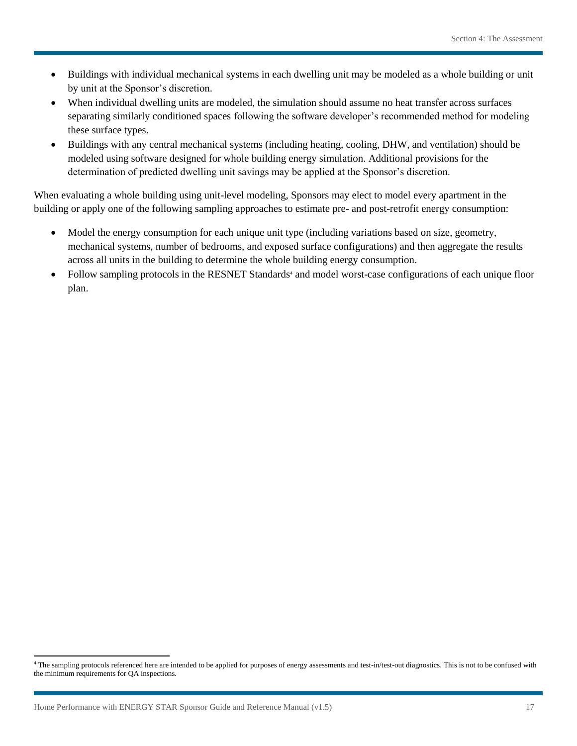- Buildings with individual mechanical systems in each dwelling unit may be modeled as a whole building or unit by unit at the Sponsor's discretion.
- When individual dwelling units are modeled, the simulation should assume no heat transfer across surfaces separating similarly conditioned spaces following the software developer's recommended method for modeling these surface types.
- Buildings with any central mechanical systems (including heating, cooling, DHW, and ventilation) should be modeled using software designed for whole building energy simulation. Additional provisions for the determination of predicted dwelling unit savings may be applied at the Sponsor's discretion.

When evaluating a whole building using unit-level modeling, Sponsors may elect to model every apartment in the building or apply one of the following sampling approaches to estimate pre- and post-retrofit energy consumption:

- Model the energy consumption for each unique unit type (including variations based on size, geometry, mechanical systems, number of bedrooms, and exposed surface configurations) and then aggregate the results across all units in the building to determine the whole building energy consumption.
- Follow sampling protocols in the RESNET Standards[4] and model worst-case configurations of each unique floor plan.

[4] The sampling protocols referenced here are intended to be applied for purposes of energy assessments and test-in/test-out diagnostics. This is not to be confused with the minimum requirements for QA inspections.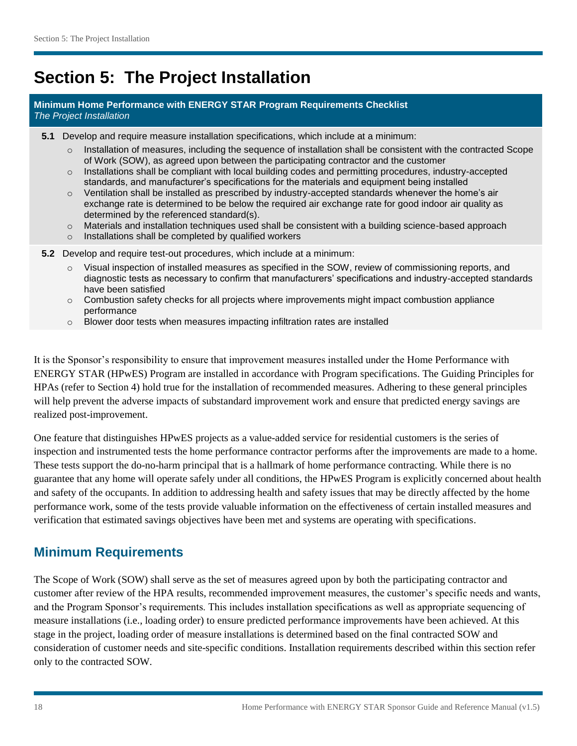# Section 5: The Project Installation

**Minimum Home Performance with ENERGY STAR Program Requirements Checklist**
*The Project Installation*

**5.1** Develop and require measure installation specifications, which include at a minimum:

- Installation of measures, including the sequence of installation shall be consistent with the contracted Scope of Work (SOW), as agreed upon between the participating contractor and the customer
- Installations shall be compliant with local building codes and permitting procedures, industry-accepted standards, and manufacturer's specifications for the materials and equipment being installed
- Ventilation shall be installed as prescribed by industry-accepted standards whenever the home's air exchange rate is determined to be below the required air exchange rate for good indoor air quality as determined by the referenced standard(s).
- Materials and installation techniques used shall be consistent with a building science-based approach
- Installations shall be completed by qualified workers

**5.2** Develop and require test-out procedures, which include at a minimum:

- Visual inspection of installed measures as specified in the SOW, review of commissioning reports, and diagnostic tests as necessary to confirm that manufacturers' specifications and industry-accepted standards have been satisfied
- Combustion safety checks for all projects where improvements might impact combustion appliance performance
- Blower door tests when measures impacting infiltration rates are installed

It is the Sponsor's responsibility to ensure that improvement measures installed under the Home Performance with ENERGY STAR (HPwES) Program are installed in accordance with Program specifications. The Guiding Principles for HPAs (refer to Section 4) hold true for the installation of recommended measures. Adhering to these general principles will help prevent the adverse impacts of substandard improvement work and ensure that predicted energy savings are realized post-improvement.

One feature that distinguishes HPwES projects as a value-added service for residential customers is the series of inspection and instrumented tests the home performance contractor performs after the improvements are made to a home. These tests support the do-no-harm principal that is a hallmark of home performance contracting. While there is no guarantee that any home will operate safely under all conditions, the HPwES Program is explicitly concerned about health and safety of the occupants. In addition to addressing health and safety issues that may be directly affected by the home performance work, some of the tests provide valuable information on the effectiveness of certain installed measures and verification that estimated savings objectives have been met and systems are operating with specifications.

## Minimum Requirements

The Scope of Work (SOW) shall serve as the set of measures agreed upon by both the participating contractor and customer after review of the HPA results, recommended improvement measures, the customer's specific needs and wants, and the Program Sponsor's requirements. This includes installation specifications as well as appropriate sequencing of measure installations (i.e., loading order) to ensure predicted performance improvements have been achieved. At this stage in the project, loading order of measure installations is determined based on the final contracted SOW and consideration of customer needs and site-specific conditions. Installation requirements described within this section refer only to the contracted SOW.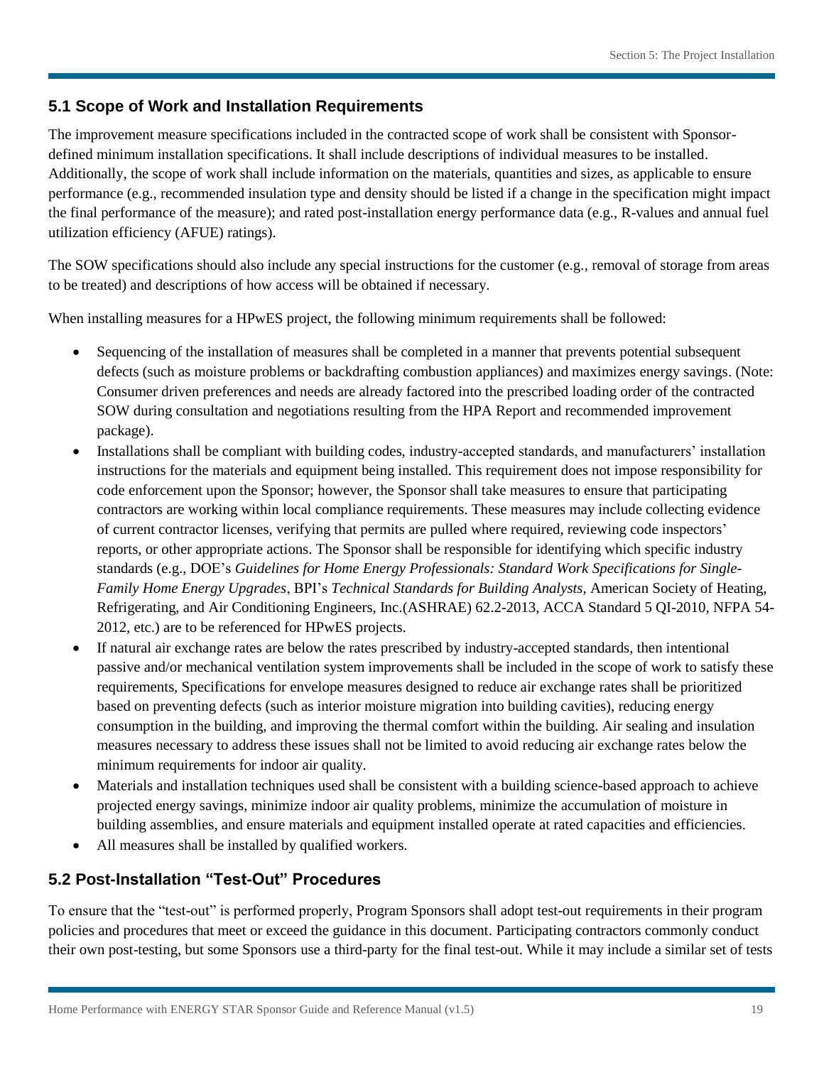## 5.1 Scope of Work and Installation Requirements

The improvement measure specifications included in the contracted scope of work shall be consistent with Sponsor-defined minimum installation specifications. It shall include descriptions of individual measures to be installed. Additionally, the scope of work shall include information on the materials, quantities and sizes, as applicable to ensure performance (e.g., recommended insulation type and density should be listed if a change in the specification might impact the final performance of the measure); and rated post-installation energy performance data (e.g., R-values and annual fuel utilization efficiency (AFUE) ratings).

The SOW specifications should also include any special instructions for the customer (e.g., removal of storage from areas to be treated) and descriptions of how access will be obtained if necessary.

When installing measures for a HPwES project, the following minimum requirements shall be followed:

- Sequencing of the installation of measures shall be completed in a manner that prevents potential subsequent defects (such as moisture problems or backdrafting combustion appliances) and maximizes energy savings. (Note: Consumer driven preferences and needs are already factored into the prescribed loading order of the contracted SOW during consultation and negotiations resulting from the HPA Report and recommended improvement package).
- Installations shall be compliant with building codes, industry-accepted standards, and manufacturers' installation instructions for the materials and equipment being installed. This requirement does not impose responsibility for code enforcement upon the Sponsor; however, the Sponsor shall take measures to ensure that participating contractors are working within local compliance requirements. These measures may include collecting evidence of current contractor licenses, verifying that permits are pulled where required, reviewing code inspectors' reports, or other appropriate actions. The Sponsor shall be responsible for identifying which specific industry standards (e.g., DOE's *Guidelines for Home Energy Professionals: Standard Work Specifications for Single-Family Home Energy Upgrades*, BPI's *Technical Standards for Building Analysts*, American Society of Heating, Refrigerating, and Air Conditioning Engineers, Inc.(ASHRAE) 62.2-2013, ACCA Standard 5 QI-2010, NFPA 54-2012, etc.) are to be referenced for HPwES projects.
- If natural air exchange rates are below the rates prescribed by industry-accepted standards, then intentional passive and/or mechanical ventilation system improvements shall be included in the scope of work to satisfy these requirements, Specifications for envelope measures designed to reduce air exchange rates shall be prioritized based on preventing defects (such as interior moisture migration into building cavities), reducing energy consumption in the building, and improving the thermal comfort within the building. Air sealing and insulation measures necessary to address these issues shall not be limited to avoid reducing air exchange rates below the minimum requirements for indoor air quality.
- Materials and installation techniques used shall be consistent with a building science-based approach to achieve projected energy savings, minimize indoor air quality problems, minimize the accumulation of moisture in building assemblies, and ensure materials and equipment installed operate at rated capacities and efficiencies.
- All measures shall be installed by qualified workers.

## 5.2 Post-Installation "Test-Out" Procedures

To ensure that the "test-out" is performed properly, Program Sponsors shall adopt test-out requirements in their program policies and procedures that meet or exceed the guidance in this document. Participating contractors commonly conduct their own post-testing, but some Sponsors use a third-party for the final test-out. While it may include a similar set of tests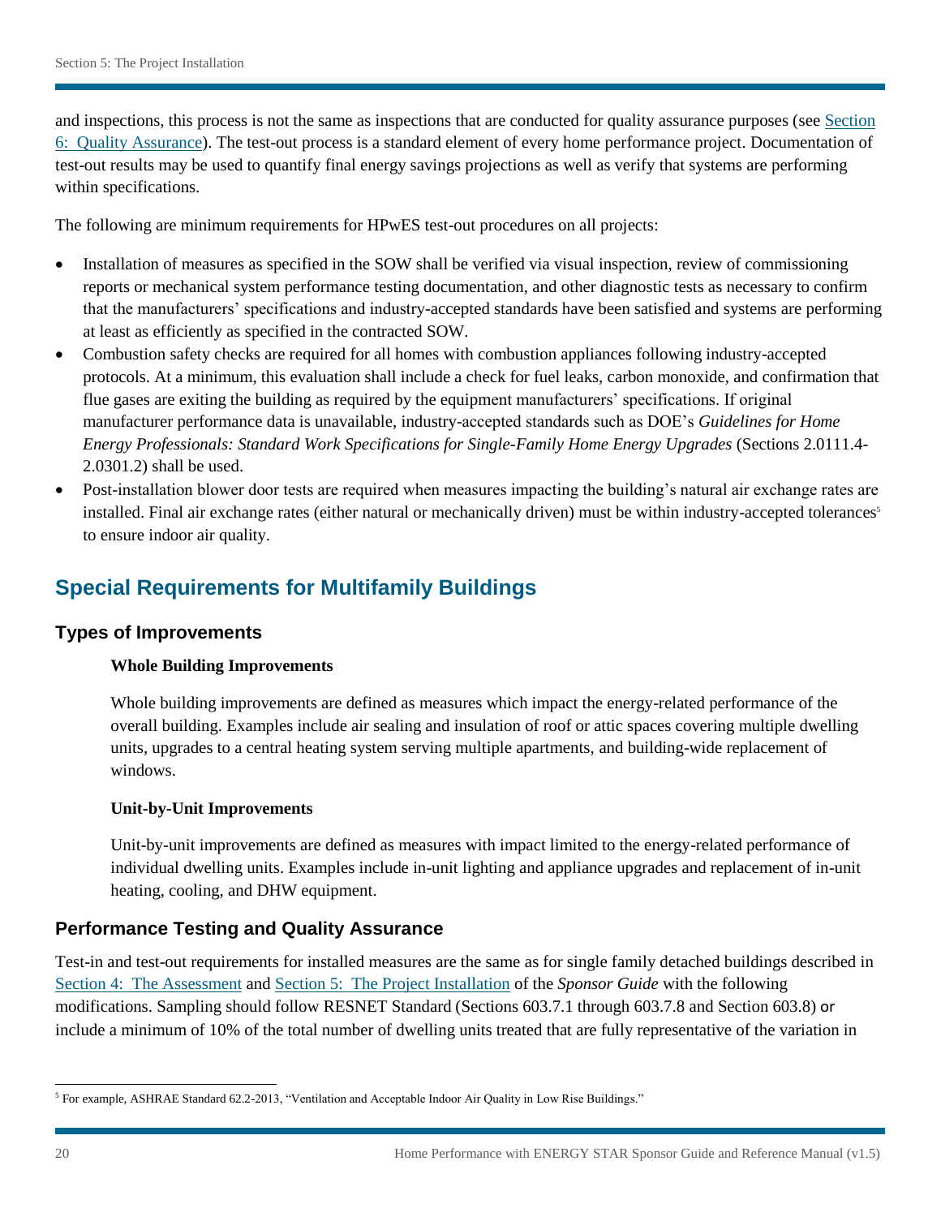and inspections, this process is not the same as inspections that are conducted for quality assurance purposes (see [Section 6: Quality Assurance]). The test-out process is a standard element of every home performance project. Documentation of test-out results may be used to quantify final energy savings projections as well as verify that systems are performing within specifications.

The following are minimum requirements for HPwES test-out procedures on all projects:

- Installation of measures as specified in the SOW shall be verified via visual inspection, review of commissioning reports or mechanical system performance testing documentation, and other diagnostic tests as necessary to confirm that the manufacturers' specifications and industry-accepted standards have been satisfied and systems are performing at least as efficiently as specified in the contracted SOW.
- Combustion safety checks are required for all homes with combustion appliances following industry-accepted protocols. At a minimum, this evaluation shall include a check for fuel leaks, carbon monoxide, and confirmation that flue gases are exiting the building as required by the equipment manufacturers' specifications. If original manufacturer performance data is unavailable, industry-accepted standards such as DOE's *Guidelines for Home Energy Professionals: Standard Work Specifications for Single-Family Home Energy Upgrades* (Sections 2.0111.4-2.0301.2) shall be used.
- Post-installation blower door tests are required when measures impacting the building's natural air exchange rates are installed. Final air exchange rates (either natural or mechanically driven) must be within industry-accepted tolerances[5] to ensure indoor air quality.

## Special Requirements for Multifamily Buildings

### Types of Improvements

**Whole Building Improvements**

Whole building improvements are defined as measures which impact the energy-related performance of the overall building. Examples include air sealing and insulation of roof or attic spaces covering multiple dwelling units, upgrades to a central heating system serving multiple apartments, and building-wide replacement of windows.

**Unit-by-Unit Improvements**

Unit-by-unit improvements are defined as measures with impact limited to the energy-related performance of individual dwelling units. Examples include in-unit lighting and appliance upgrades and replacement of in-unit heating, cooling, and DHW equipment.

### Performance Testing and Quality Assurance

Test-in and test-out requirements for installed measures are the same as for single family detached buildings described in Section 4: The Assessment and Section 5: The Project Installation of the *Sponsor Guide* with the following modifications. Sampling should follow RESNET Standard (Sections 603.7.1 through 603.7.8 and Section 603.8) or include a minimum of 10% of the total number of dwelling units treated that are fully representative of the variation in

[5] For example, ASHRAE Standard 62.2-2013, "Ventilation and Acceptable Indoor Air Quality in Low Rise Buildings."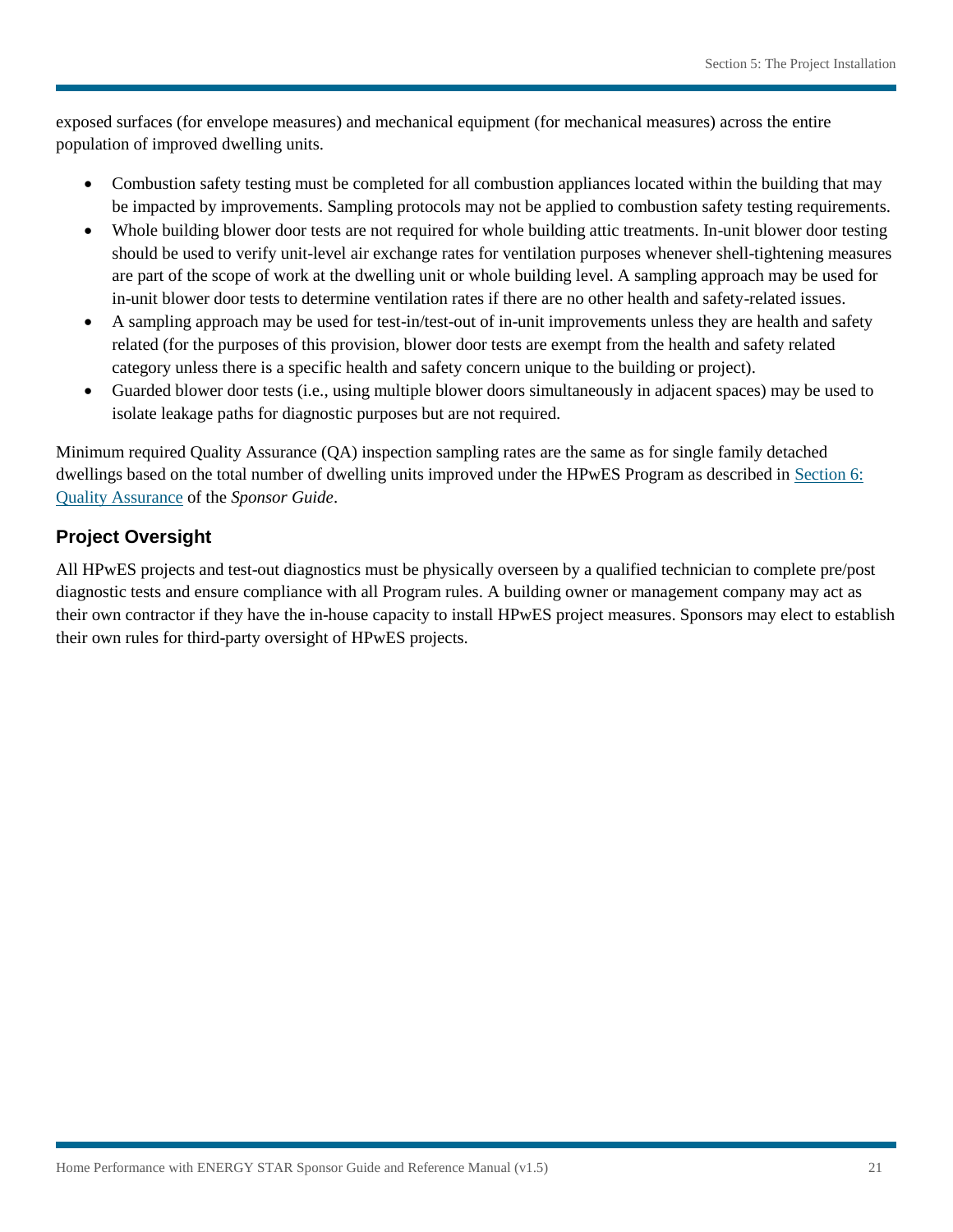exposed surfaces (for envelope measures) and mechanical equipment (for mechanical measures) across the entire population of improved dwelling units.

- Combustion safety testing must be completed for all combustion appliances located within the building that may be impacted by improvements. Sampling protocols may not be applied to combustion safety testing requirements.
- Whole building blower door tests are not required for whole building attic treatments. In-unit blower door testing should be used to verify unit-level air exchange rates for ventilation purposes whenever shell-tightening measures are part of the scope of work at the dwelling unit or whole building level. A sampling approach may be used for in-unit blower door tests to determine ventilation rates if there are no other health and safety-related issues.
- A sampling approach may be used for test-in/test-out of in-unit improvements unless they are health and safety related (for the purposes of this provision, blower door tests are exempt from the health and safety related category unless there is a specific health and safety concern unique to the building or project).
- Guarded blower door tests (i.e., using multiple blower doors simultaneously in adjacent spaces) may be used to isolate leakage paths for diagnostic purposes but are not required.

Minimum required Quality Assurance (QA) inspection sampling rates are the same as for single family detached dwellings based on the total number of dwelling units improved under the HPwES Program as described in Section 6: Quality Assurance of the *Sponsor Guide*.

## Project Oversight

All HPwES projects and test-out diagnostics must be physically overseen by a qualified technician to complete pre/post diagnostic tests and ensure compliance with all Program rules. A building owner or management company may act as their own contractor if they have the in-house capacity to install HPwES project measures. Sponsors may elect to establish their own rules for third-party oversight of HPwES projects.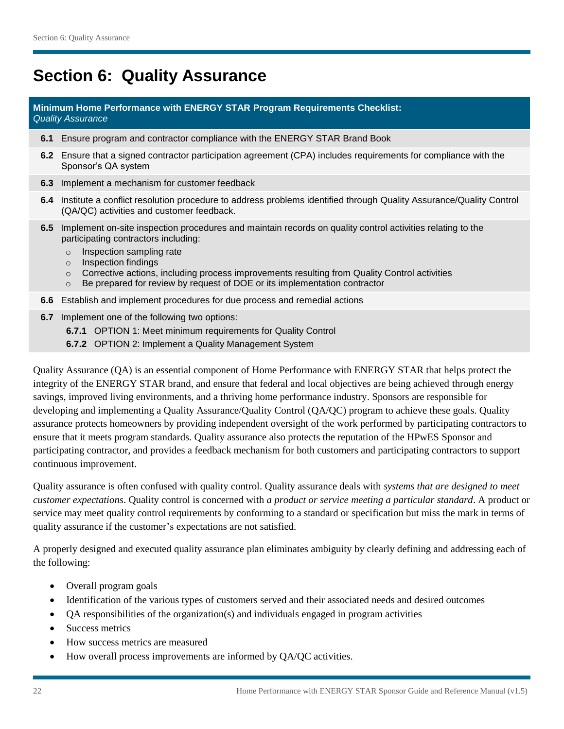# Section 6: Quality Assurance

**Minimum Home Performance with ENERGY STAR Program Requirements Checklist:**
*Quality Assurance*

**6.1** Ensure program and contractor compliance with the ENERGY STAR Brand Book

**6.2** Ensure that a signed contractor participation agreement (CPA) includes requirements for compliance with the Sponsor's QA system

**6.3** Implement a mechanism for customer feedback

**6.4** Institute a conflict resolution procedure to address problems identified through Quality Assurance/Quality Control (QA/QC) activities and customer feedback.

**6.5** Implement on-site inspection procedures and maintain records on quality control activities relating to the participating contractors including:

- Inspection sampling rate
- Inspection findings
- Corrective actions, including process improvements resulting from Quality Control activities
- Be prepared for review by request of DOE or its implementation contractor

**6.6** Establish and implement procedures for due process and remedial actions

**6.7** Implement one of the following two options:

**6.7.1** OPTION 1: Meet minimum requirements for Quality Control

**6.7.2** OPTION 2: Implement a Quality Management System

Quality Assurance (QA) is an essential component of Home Performance with ENERGY STAR that helps protect the integrity of the ENERGY STAR brand, and ensure that federal and local objectives are being achieved through energy savings, improved living environments, and a thriving home performance industry. Sponsors are responsible for developing and implementing a Quality Assurance/Quality Control (QA/QC) program to achieve these goals. Quality assurance protects homeowners by providing independent oversight of the work performed by participating contractors to ensure that it meets program standards. Quality assurance also protects the reputation of the HPwES Sponsor and participating contractor, and provides a feedback mechanism for both customers and participating contractors to support continuous improvement.

Quality assurance is often confused with quality control. Quality assurance deals with *systems that are designed to meet customer expectations*. Quality control is concerned with *a product or service meeting a particular standard*. A product or service may meet quality control requirements by conforming to a standard or specification but miss the mark in terms of quality assurance if the customer's expectations are not satisfied.

A properly designed and executed quality assurance plan eliminates ambiguity by clearly defining and addressing each of the following:

- Overall program goals
- Identification of the various types of customers served and their associated needs and desired outcomes
- QA responsibilities of the organization(s) and individuals engaged in program activities
- Success metrics
- How success metrics are measured
- How overall process improvements are informed by QA/QC activities.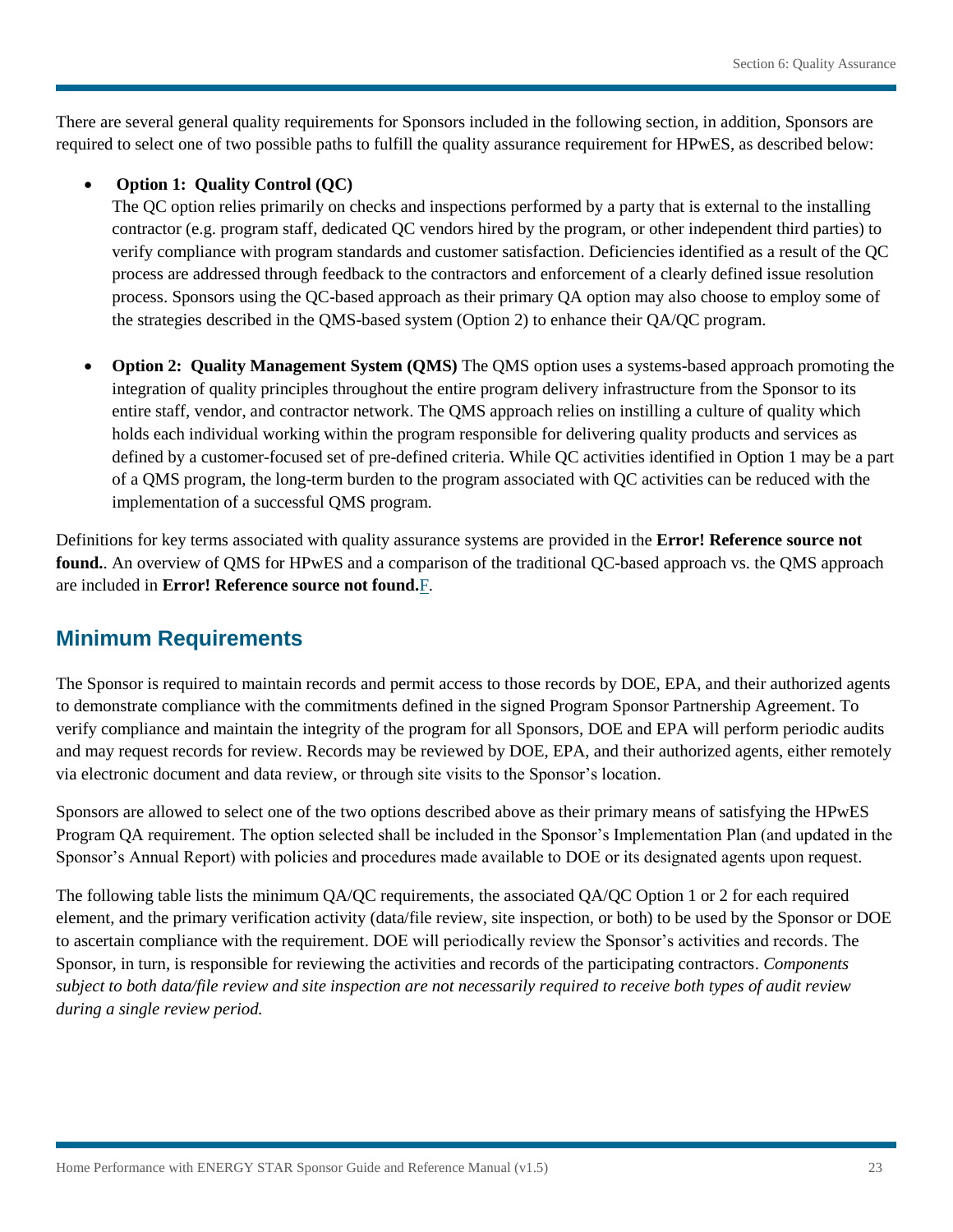There are several general quality requirements for Sponsors included in the following section, in addition, Sponsors are required to select one of two possible paths to fulfill the quality assurance requirement for HPwES, as described below:

- **Option 1: Quality Control (QC)**
  The QC option relies primarily on checks and inspections performed by a party that is external to the installing contractor (e.g. program staff, dedicated QC vendors hired by the program, or other independent third parties) to verify compliance with program standards and customer satisfaction. Deficiencies identified as a result of the QC process are addressed through feedback to the contractors and enforcement of a clearly defined issue resolution process. Sponsors using the QC-based approach as their primary QA option may also choose to employ some of the strategies described in the QMS-based system (Option 2) to enhance their QA/QC program.

- **Option 2: Quality Management System (QMS)** The QMS option uses a systems-based approach promoting the integration of quality principles throughout the entire program delivery infrastructure from the Sponsor to its entire staff, vendor, and contractor network. The QMS approach relies on instilling a culture of quality which holds each individual working within the program responsible for delivering quality products and services as defined by a customer-focused set of pre-defined criteria. While QC activities identified in Option 1 may be a part of a QMS program, the long-term burden to the program associated with QC activities can be reduced with the implementation of a successful QMS program.

Definitions for key terms associated with quality assurance systems are provided in the **Error! Reference source not found.**. An overview of QMS for HPwES and a comparison of the traditional QC-based approach vs. the QMS approach are included in **Error! Reference source not found.**F.

## Minimum Requirements

The Sponsor is required to maintain records and permit access to those records by DOE, EPA, and their authorized agents to demonstrate compliance with the commitments defined in the signed Program Sponsor Partnership Agreement. To verify compliance and maintain the integrity of the program for all Sponsors, DOE and EPA will perform periodic audits and may request records for review. Records may be reviewed by DOE, EPA, and their authorized agents, either remotely via electronic document and data review, or through site visits to the Sponsor's location.

Sponsors are allowed to select one of the two options described above as their primary means of satisfying the HPwES Program QA requirement. The option selected shall be included in the Sponsor's Implementation Plan (and updated in the Sponsor's Annual Report) with policies and procedures made available to DOE or its designated agents upon request.

The following table lists the minimum QA/QC requirements, the associated QA/QC Option 1 or 2 for each required element, and the primary verification activity (data/file review, site inspection, or both) to be used by the Sponsor or DOE to ascertain compliance with the requirement. DOE will periodically review the Sponsor's activities and records. The Sponsor, in turn, is responsible for reviewing the activities and records of the participating contractors. *Components subject to both data/file review and site inspection are not necessarily required to receive both types of audit review during a single review period.*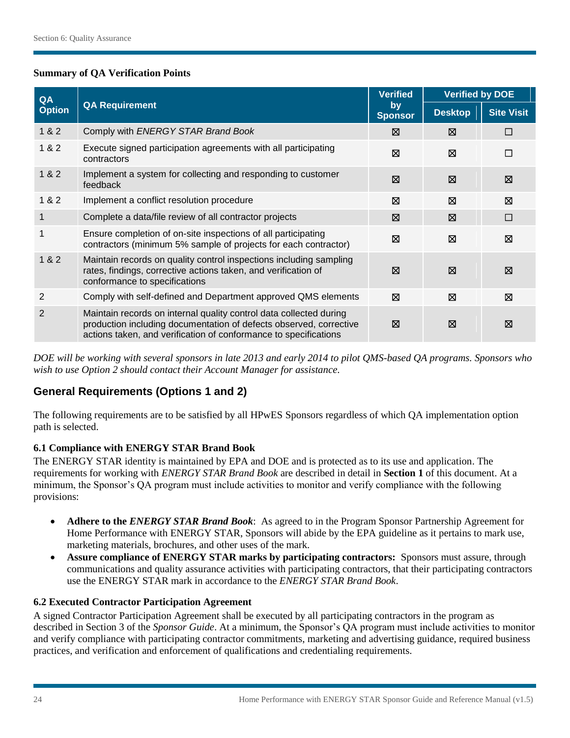**Summary of QA Verification Points**

| QA Option | QA Requirement | Verified by Sponsor | Verified by DOE | |
|---|---|---|---|---|
| | | | Desktop | Site Visit |
| 1 & 2 | Comply with *ENERGY STAR Brand Book* | ☒ | ☒ | ☐ |
| 1 & 2 | Execute signed participation agreements with all participating contractors | ☒ | ☒ | ☐ |
| 1 & 2 | Implement a system for collecting and responding to customer feedback | ☒ | ☒ | ☒ |
| 1 & 2 | Implement a conflict resolution procedure | ☒ | ☒ | ☒ |
| 1 | Complete a data/file review of all contractor projects | ☒ | ☒ | ☐ |
| 1 | Ensure completion of on-site inspections of all participating contractors (minimum 5% sample of projects for each contractor) | ☒ | ☒ | ☒ |
| 1 & 2 | Maintain records on quality control inspections including sampling rates, findings, corrective actions taken, and verification of conformance to specifications | ☒ | ☒ | ☒ |
| 2 | Comply with self-defined and Department approved QMS elements | ☒ | ☒ | ☒ |
| 2 | Maintain records on internal quality control data collected during production including documentation of defects observed, corrective actions taken, and verification of conformance to specifications | ☒ | ☒ | ☒ |

*DOE will be working with several sponsors in late 2013 and early 2014 to pilot QMS-based QA programs. Sponsors who wish to use Option 2 should contact their Account Manager for assistance.*

## General Requirements (Options 1 and 2)

The following requirements are to be satisfied by all HPwES Sponsors regardless of which QA implementation option path is selected.

### 6.1 Compliance with ENERGY STAR Brand Book

The ENERGY STAR identity is maintained by EPA and DOE and is protected as to its use and application. The requirements for working with *ENERGY STAR Brand Book* are described in detail in **Section 1** of this document. At a minimum, the Sponsor's QA program must include activities to monitor and verify compliance with the following provisions:

- **Adhere to the *ENERGY STAR Brand Book***: As agreed to in the Program Sponsor Partnership Agreement for Home Performance with ENERGY STAR, Sponsors will abide by the EPA guideline as it pertains to mark use, marketing materials, brochures, and other uses of the mark.
- **Assure compliance of ENERGY STAR marks by participating contractors:** Sponsors must assure, through communications and quality assurance activities with participating contractors, that their participating contractors use the ENERGY STAR mark in accordance to the *ENERGY STAR Brand Book*.

### 6.2 Executed Contractor Participation Agreement

A signed Contractor Participation Agreement shall be executed by all participating contractors in the program as described in Section 3 of the *Sponsor Guide*. At a minimum, the Sponsor's QA program must include activities to monitor and verify compliance with participating contractor commitments, marketing and advertising guidance, required business practices, and verification and enforcement of qualifications and credentialing requirements.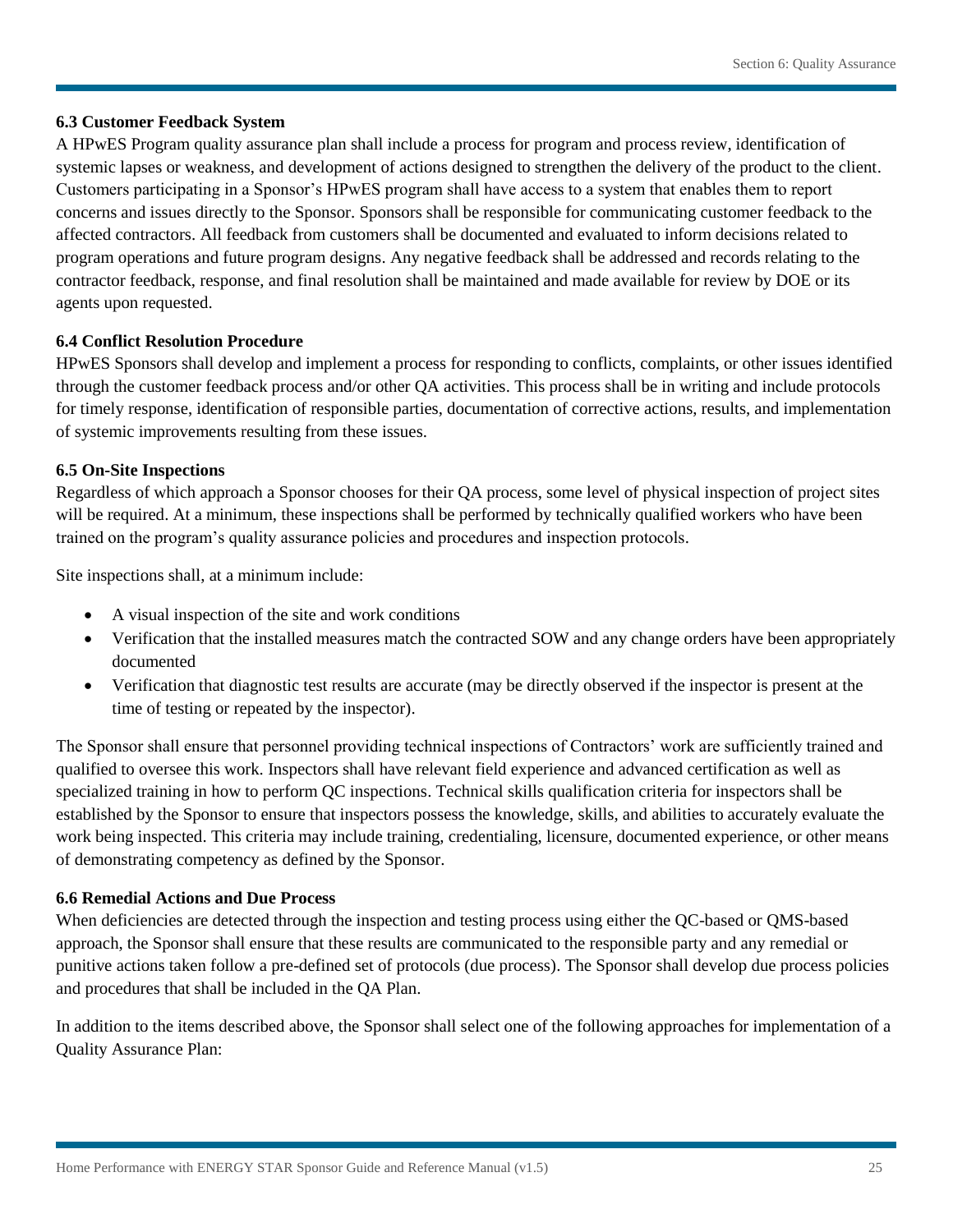### 6.3 Customer Feedback System

A HPwES Program quality assurance plan shall include a process for program and process review, identification of systemic lapses or weakness, and development of actions designed to strengthen the delivery of the product to the client. Customers participating in a Sponsor's HPwES program shall have access to a system that enables them to report concerns and issues directly to the Sponsor. Sponsors shall be responsible for communicating customer feedback to the affected contractors. All feedback from customers shall be documented and evaluated to inform decisions related to program operations and future program designs. Any negative feedback shall be addressed and records relating to the contractor feedback, response, and final resolution shall be maintained and made available for review by DOE or its agents upon requested.

### 6.4 Conflict Resolution Procedure

HPwES Sponsors shall develop and implement a process for responding to conflicts, complaints, or other issues identified through the customer feedback process and/or other QA activities. This process shall be in writing and include protocols for timely response, identification of responsible parties, documentation of corrective actions, results, and implementation of systemic improvements resulting from these issues.

### 6.5 On-Site Inspections

Regardless of which approach a Sponsor chooses for their QA process, some level of physical inspection of project sites will be required. At a minimum, these inspections shall be performed by technically qualified workers who have been trained on the program's quality assurance policies and procedures and inspection protocols.

Site inspections shall, at a minimum include:

- A visual inspection of the site and work conditions
- Verification that the installed measures match the contracted SOW and any change orders have been appropriately documented
- Verification that diagnostic test results are accurate (may be directly observed if the inspector is present at the time of testing or repeated by the inspector).

The Sponsor shall ensure that personnel providing technical inspections of Contractors' work are sufficiently trained and qualified to oversee this work. Inspectors shall have relevant field experience and advanced certification as well as specialized training in how to perform QC inspections. Technical skills qualification criteria for inspectors shall be established by the Sponsor to ensure that inspectors possess the knowledge, skills, and abilities to accurately evaluate the work being inspected. This criteria may include training, credentialing, licensure, documented experience, or other means of demonstrating competency as defined by the Sponsor.

### 6.6 Remedial Actions and Due Process

When deficiencies are detected through the inspection and testing process using either the QC-based or QMS-based approach, the Sponsor shall ensure that these results are communicated to the responsible party and any remedial or punitive actions taken follow a pre-defined set of protocols (due process). The Sponsor shall develop due process policies and procedures that shall be included in the QA Plan.

In addition to the items described above, the Sponsor shall select one of the following approaches for implementation of a Quality Assurance Plan: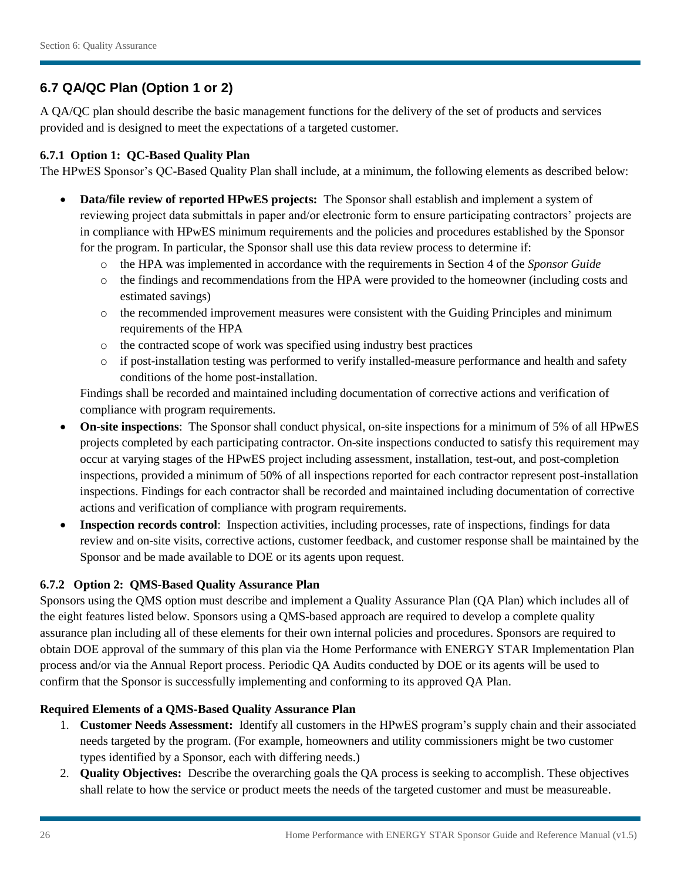## 6.7 QA/QC Plan (Option 1 or 2)

A QA/QC plan should describe the basic management functions for the delivery of the set of products and services provided and is designed to meet the expectations of a targeted customer.

### 6.7.1 Option 1: QC-Based Quality Plan

The HPwES Sponsor's QC-Based Quality Plan shall include, at a minimum, the following elements as described below:

- **Data/file review of reported HPwES projects:** The Sponsor shall establish and implement a system of reviewing project data submittals in paper and/or electronic form to ensure participating contractors' projects are in compliance with HPwES minimum requirements and the policies and procedures established by the Sponsor for the program. In particular, the Sponsor shall use this data review process to determine if:
  - the HPA was implemented in accordance with the requirements in Section 4 of the *Sponsor Guide*
  - the findings and recommendations from the HPA were provided to the homeowner (including costs and estimated savings)
  - the recommended improvement measures were consistent with the Guiding Principles and minimum requirements of the HPA
  - the contracted scope of work was specified using industry best practices
  - if post-installation testing was performed to verify installed-measure performance and health and safety conditions of the home post-installation.

  Findings shall be recorded and maintained including documentation of corrective actions and verification of compliance with program requirements.
- **On-site inspections**: The Sponsor shall conduct physical, on-site inspections for a minimum of 5% of all HPwES projects completed by each participating contractor. On-site inspections conducted to satisfy this requirement may occur at varying stages of the HPwES project including assessment, installation, test-out, and post-completion inspections, provided a minimum of 50% of all inspections reported for each contractor represent post-installation inspections. Findings for each contractor shall be recorded and maintained including documentation of corrective actions and verification of compliance with program requirements.
- **Inspection records control**: Inspection activities, including processes, rate of inspections, findings for data review and on-site visits, corrective actions, customer feedback, and customer response shall be maintained by the Sponsor and be made available to DOE or its agents upon request.

### 6.7.2 Option 2: QMS-Based Quality Assurance Plan

Sponsors using the QMS option must describe and implement a Quality Assurance Plan (QA Plan) which includes all of the eight features listed below. Sponsors using a QMS-based approach are required to develop a complete quality assurance plan including all of these elements for their own internal policies and procedures. Sponsors are required to obtain DOE approval of the summary of this plan via the Home Performance with ENERGY STAR Implementation Plan process and/or via the Annual Report process. Periodic QA Audits conducted by DOE or its agents will be used to confirm that the Sponsor is successfully implementing and conforming to its approved QA Plan.

**Required Elements of a QMS-Based Quality Assurance Plan**

1. **Customer Needs Assessment:** Identify all customers in the HPwES program's supply chain and their associated needs targeted by the program. (For example, homeowners and utility commissioners might be two customer types identified by a Sponsor, each with differing needs.)
2. **Quality Objectives:** Describe the overarching goals the QA process is seeking to accomplish. These objectives shall relate to how the service or product meets the needs of the targeted customer and must be measureable.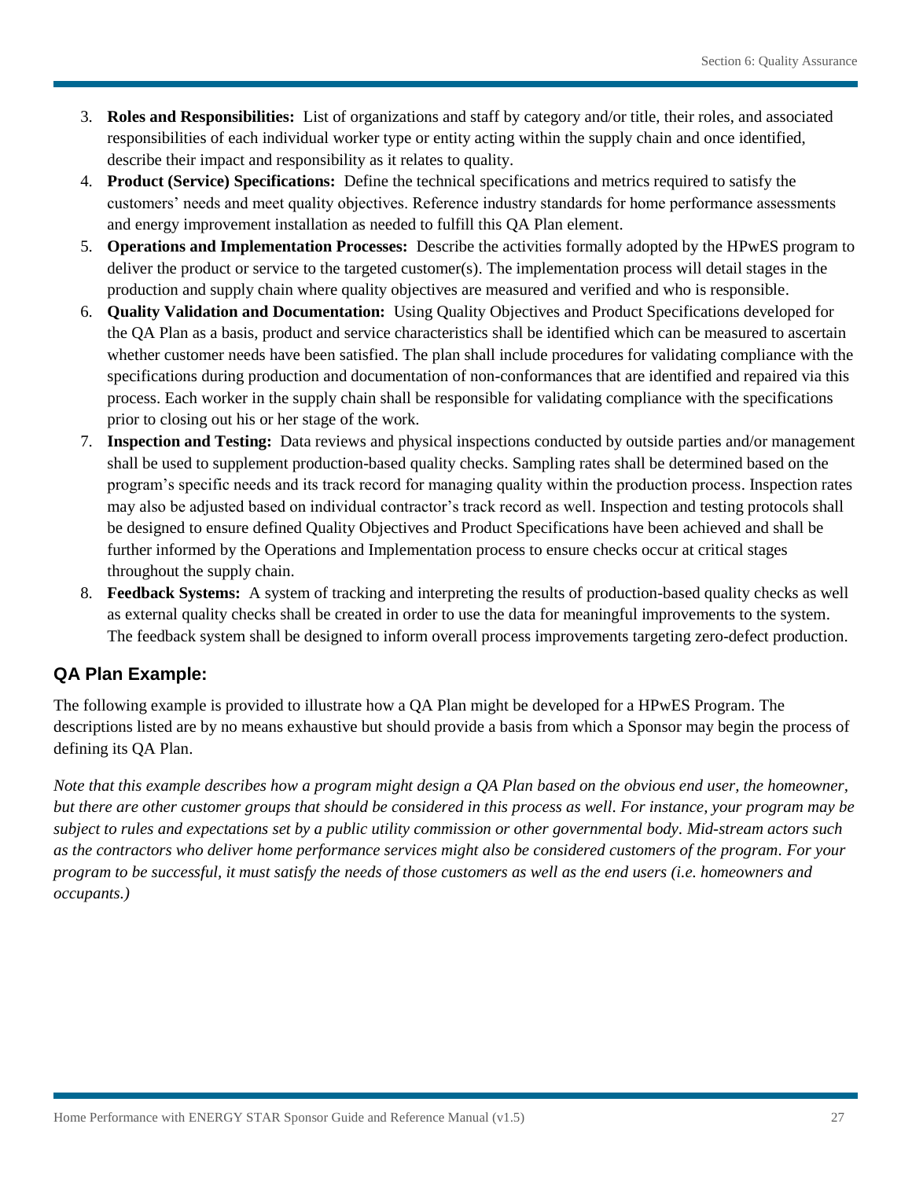3. **Roles and Responsibilities:** List of organizations and staff by category and/or title, their roles, and associated responsibilities of each individual worker type or entity acting within the supply chain and once identified, describe their impact and responsibility as it relates to quality.
4. **Product (Service) Specifications:** Define the technical specifications and metrics required to satisfy the customers' needs and meet quality objectives. Reference industry standards for home performance assessments and energy improvement installation as needed to fulfill this QA Plan element.
5. **Operations and Implementation Processes:** Describe the activities formally adopted by the HPwES program to deliver the product or service to the targeted customer(s). The implementation process will detail stages in the production and supply chain where quality objectives are measured and verified and who is responsible.
6. **Quality Validation and Documentation:** Using Quality Objectives and Product Specifications developed for the QA Plan as a basis, product and service characteristics shall be identified which can be measured to ascertain whether customer needs have been satisfied. The plan shall include procedures for validating compliance with the specifications during production and documentation of non-conformances that are identified and repaired via this process. Each worker in the supply chain shall be responsible for validating compliance with the specifications prior to closing out his or her stage of the work.
7. **Inspection and Testing:** Data reviews and physical inspections conducted by outside parties and/or management shall be used to supplement production-based quality checks. Sampling rates shall be determined based on the program's specific needs and its track record for managing quality within the production process. Inspection rates may also be adjusted based on individual contractor's track record as well. Inspection and testing protocols shall be designed to ensure defined Quality Objectives and Product Specifications have been achieved and shall be further informed by the Operations and Implementation process to ensure checks occur at critical stages throughout the supply chain.
8. **Feedback Systems:** A system of tracking and interpreting the results of production-based quality checks as well as external quality checks shall be created in order to use the data for meaningful improvements to the system. The feedback system shall be designed to inform overall process improvements targeting zero-defect production.

### QA Plan Example:

The following example is provided to illustrate how a QA Plan might be developed for a HPwES Program. The descriptions listed are by no means exhaustive but should provide a basis from which a Sponsor may begin the process of defining its QA Plan.

*Note that this example describes how a program might design a QA Plan based on the obvious end user, the homeowner, but there are other customer groups that should be considered in this process as well. For instance, your program may be subject to rules and expectations set by a public utility commission or other governmental body. Mid-stream actors such as the contractors who deliver home performance services might also be considered customers of the program. For your program to be successful, it must satisfy the needs of those customers as well as the end users (i.e. homeowners and occupants.)*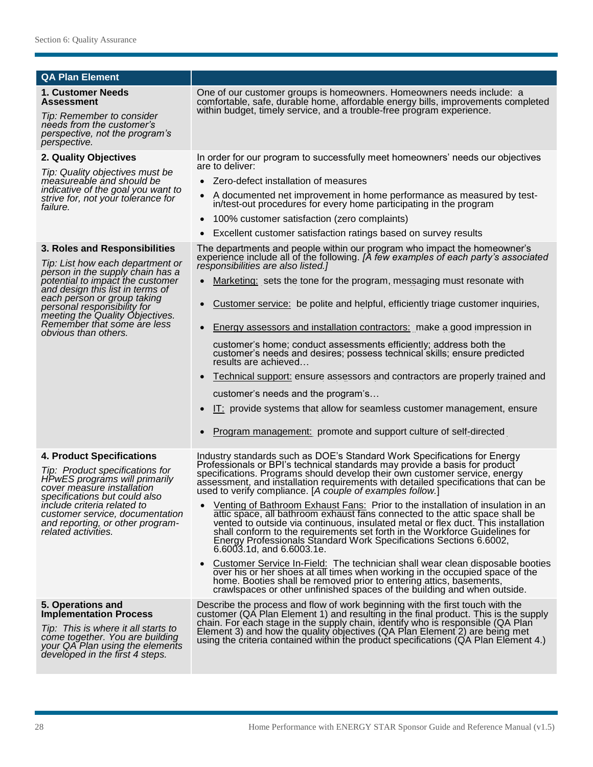| QA Plan Element | |
|---|---|
| **1. Customer Needs Assessment**<br><br>*Tip: Remember to consider needs from the customer's perspective, not the program's perspective.* | One of our customer groups is homeowners. Homeowners needs include: a comfortable, safe, durable home, affordable energy bills, improvements completed within budget, timely service, and a trouble-free program experience. |
| **2. Quality Objectives**<br><br>*Tip: Quality objectives must be measureable and should be indicative of the goal you want to strive for, not your tolerance for failure.* | In order for our program to successfully meet homeowners' needs our objectives are to deliver:<br>• Zero-defect installation of measures<br>• A documented net improvement in home performance as measured by test-in/test-out procedures for every home participating in the program<br>• 100% customer satisfaction (zero complaints)<br>• Excellent customer satisfaction ratings based on survey results |
| **3. Roles and Responsibilities**<br><br>*Tip: List how each department or person in the supply chain has a potential to impact the customer and design this list in terms of each person or group taking personal responsibility for meeting the Quality Objectives. Remember that some are less obvious than others.* | The departments and people within our program who impact the homeowner's experience include all of the following. *[A few examples of each party's associated responsibilities are also listed.]*<br>• Marketing: sets the tone for the program, messaging must resonate with<br>• Customer service: be polite and helpful, efficiently triage customer inquiries,<br>• Energy assessors and installation contractors: make a good impression in customer's home; conduct assessments efficiently; address both the customer's needs and desires; possess technical skills; ensure predicted results are achieved…<br>• Technical support: ensure assessors and contractors are properly trained and customer's needs and the program's…<br>• IT: provide systems that allow for seamless customer management, ensure<br>• Program management: promote and support culture of self-directed |
| **4. Product Specifications**<br><br>*Tip: Product specifications for HPwES programs will primarily cover measure installation specifications but could also include criteria related to customer service, documentation and reporting, or other program-related activities.* | Industry standards such as DOE's Standard Work Specifications for Energy Professionals or BPI's technical standards may provide a basis for product specifications. Programs should develop their own customer service, energy assessment, and installation requirements with detailed specifications that can be used to verify compliance. [*A couple of examples follow.*]<br>• Venting of Bathroom Exhaust Fans: Prior to the installation of insulation in an attic space, all bathroom exhaust fans connected to the attic space shall be vented to outside via continuous, insulated metal or flex duct. This installation shall conform to the requirements set forth in the Workforce Guidelines for Energy Professionals Standard Work Specifications Sections 6.6002, 6.6003.1d, and 6.6003.1e.<br>• Customer Service In-Field: The technician shall wear clean disposable booties over his or her shoes at all times when working in the occupied space of the home. Booties shall be removed prior to entering attics, basements, crawlspaces or other unfinished spaces of the building and when outside. |
| **5. Operations and Implementation Process**<br><br>*Tip: This is where it all starts to come together. You are building your QA Plan using the elements developed in the first 4 steps.* | Describe the process and flow of work beginning with the first touch with the customer (QA Plan Element 1) and resulting in the final product. This is the supply chain. For each stage in the supply chain, identify who is responsible (QA Plan Element 3) and how the quality objectives (QA Plan Element 2) are being met using the criteria contained within the product specifications (QA Plan Element 4.) |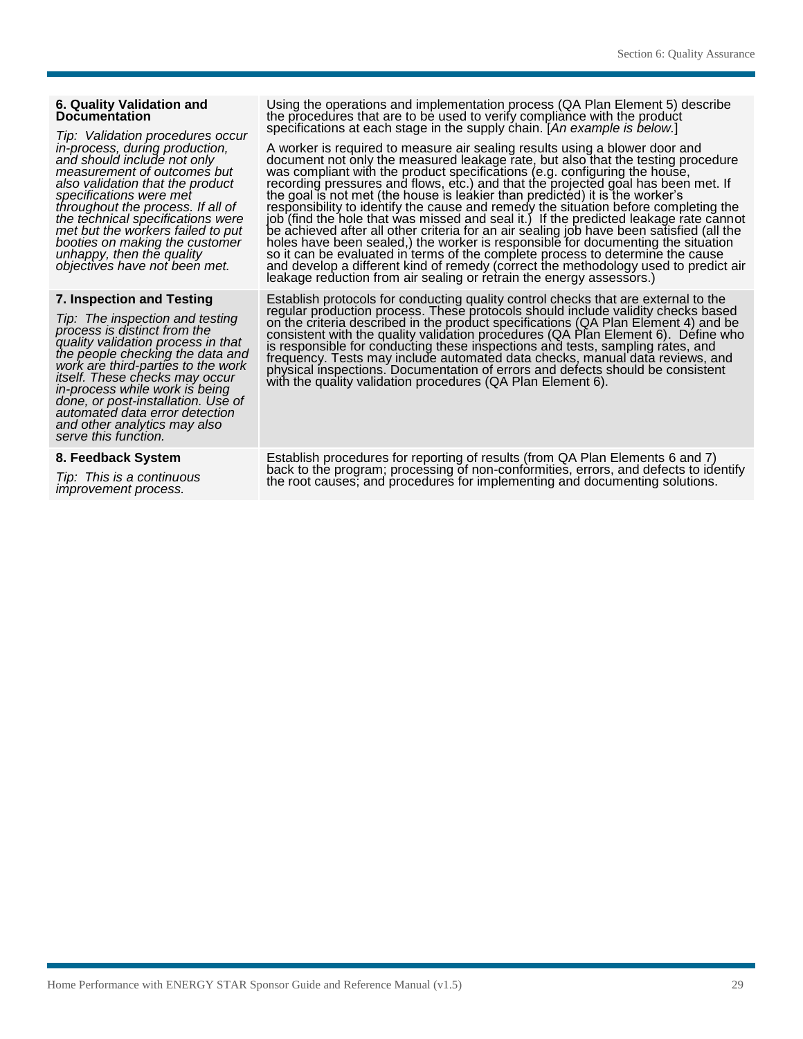| | |
|---|---|
| **6. Quality Validation and Documentation**<br><br>*Tip: Validation procedures occur in-process, during production, and should include not only measurement of outcomes but also validation that the product specifications were met throughout the process. If all of the technical specifications were met but the workers failed to put booties on making the customer unhappy, then the quality objectives have not been met.* | Using the operations and implementation process (QA Plan Element 5) describe the procedures that are to be used to verify compliance with the product specifications at each stage in the supply chain. [*An example is below*.]<br><br>A worker is required to measure air sealing results using a blower door and document not only the measured leakage rate, but also that the testing procedure was compliant with the product specifications (e.g. configuring the house, recording pressures and flows, etc.) and that the projected goal has been met. If the goal is not met (the house is leakier than predicted) it is the worker's responsibility to identify the cause and remedy the situation before completing the job (find the hole that was missed and seal it.) If the predicted leakage rate cannot be achieved after all other criteria for an air sealing job have been satisfied (all the holes have been sealed,) the worker is responsible for documenting the situation so it can be evaluated in terms of the complete process to determine the cause and develop a different kind of remedy (correct the methodology used to predict air leakage reduction from air sealing or retrain the energy assessors.) |
| **7. Inspection and Testing**<br><br>*Tip: The inspection and testing process is distinct from the quality validation process in that the people checking the data and work are third-parties to the work itself. These checks may occur in-process while work is being done, or post-installation. Use of automated data error detection and other analytics may also serve this function.* | Establish protocols for conducting quality control checks that are external to the regular production process. These protocols should include validity checks based on the criteria described in the product specifications (QA Plan Element 4) and be consistent with the quality validation procedures (QA Plan Element 6). Define who is responsible for conducting these inspections and tests, sampling rates, and frequency. Tests may include automated data checks, manual data reviews, and physical inspections. Documentation of errors and defects should be consistent with the quality validation procedures (QA Plan Element 6). |
| **8. Feedback System**<br><br>*Tip: This is a continuous improvement process.* | Establish procedures for reporting of results (from QA Plan Elements 6 and 7) back to the program; processing of non-conformities, errors, and defects to identify the root causes; and procedures for implementing and documenting solutions. |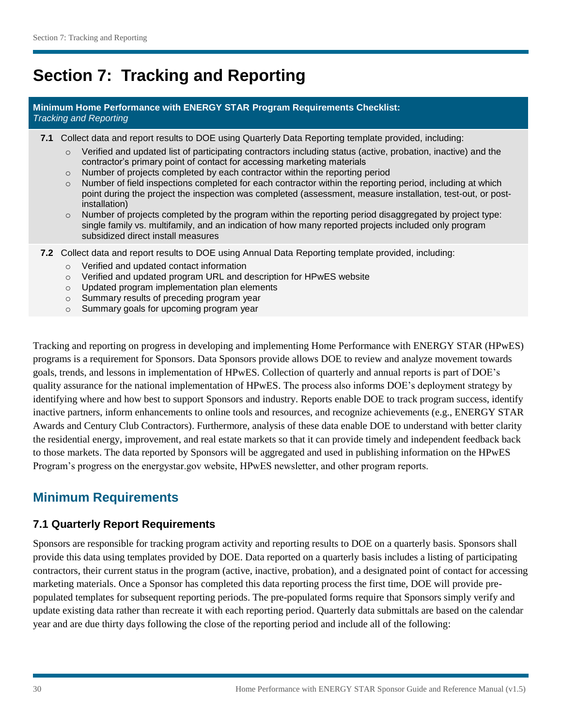# Section 7: Tracking and Reporting

**Minimum Home Performance with ENERGY STAR Program Requirements Checklist:**
*Tracking and Reporting*

**7.1** Collect data and report results to DOE using Quarterly Data Reporting template provided, including:

- Verified and updated list of participating contractors including status (active, probation, inactive) and the contractor's primary point of contact for accessing marketing materials
- Number of projects completed by each contractor within the reporting period
- Number of field inspections completed for each contractor within the reporting period, including at which point during the project the inspection was completed (assessment, measure installation, test-out, or post-installation)
- Number of projects completed by the program within the reporting period disaggregated by project type: single family vs. multifamily, and an indication of how many reported projects included only program subsidized direct install measures

**7.2** Collect data and report results to DOE using Annual Data Reporting template provided, including:

- Verified and updated contact information
- Verified and updated program URL and description for HPwES website
- Updated program implementation plan elements
- Summary results of preceding program year
- Summary goals for upcoming program year

Tracking and reporting on progress in developing and implementing Home Performance with ENERGY STAR (HPwES) programs is a requirement for Sponsors. Data Sponsors provide allows DOE to review and analyze movement towards goals, trends, and lessons in implementation of HPwES. Collection of quarterly and annual reports is part of DOE's quality assurance for the national implementation of HPwES. The process also informs DOE's deployment strategy by identifying where and how best to support Sponsors and industry. Reports enable DOE to track program success, identify inactive partners, inform enhancements to online tools and resources, and recognize achievements (e.g., ENERGY STAR Awards and Century Club Contractors). Furthermore, analysis of these data enable DOE to understand with better clarity the residential energy, improvement, and real estate markets so that it can provide timely and independent feedback back to those markets. The data reported by Sponsors will be aggregated and used in publishing information on the HPwES Program's progress on the energystar.gov website, HPwES newsletter, and other program reports.

## Minimum Requirements

### 7.1 Quarterly Report Requirements

Sponsors are responsible for tracking program activity and reporting results to DOE on a quarterly basis. Sponsors shall provide this data using templates provided by DOE. Data reported on a quarterly basis includes a listing of participating contractors, their current status in the program (active, inactive, probation), and a designated point of contact for accessing marketing materials. Once a Sponsor has completed this data reporting process the first time, DOE will provide pre-populated templates for subsequent reporting periods. The pre-populated forms require that Sponsors simply verify and update existing data rather than recreate it with each reporting period. Quarterly data submittals are based on the calendar year and are due thirty days following the close of the reporting period and include all of the following: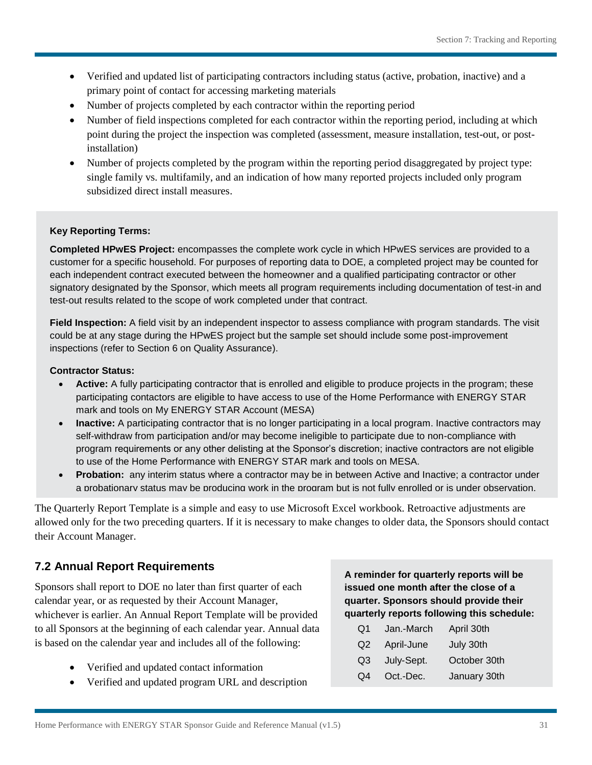- Verified and updated list of participating contractors including status (active, probation, inactive) and a primary point of contact for accessing marketing materials
- Number of projects completed by each contractor within the reporting period
- Number of field inspections completed for each contractor within the reporting period, including at which point during the project the inspection was completed (assessment, measure installation, test-out, or post-installation)
- Number of projects completed by the program within the reporting period disaggregated by project type: single family vs. multifamily, and an indication of how many reported projects included only program subsidized direct install measures.

**Key Reporting Terms:**

**Completed HPwES Project:** encompasses the complete work cycle in which HPwES services are provided to a customer for a specific household. For purposes of reporting data to DOE, a completed project may be counted for each independent contract executed between the homeowner and a qualified participating contractor or other signatory designated by the Sponsor, which meets all program requirements including documentation of test-in and test-out results related to the scope of work completed under that contract.

**Field Inspection:** A field visit by an independent inspector to assess compliance with program standards. The visit could be at any stage during the HPwES project but the sample set should include some post-improvement inspections (refer to Section 6 on Quality Assurance).

**Contractor Status:**

- **Active:** A fully participating contractor that is enrolled and eligible to produce projects in the program; these participating contactors are eligible to have access to use of the Home Performance with ENERGY STAR mark and tools on My ENERGY STAR Account (MESA)
- **Inactive:** A participating contractor that is no longer participating in a local program. Inactive contractors may self-withdraw from participation and/or may become ineligible to participate due to non-compliance with program requirements or any other delisting at the Sponsor's discretion; inactive contractors are not eligible to use of the Home Performance with ENERGY STAR mark and tools on MESA.
- **Probation:** any interim status where a contractor may be in between Active and Inactive; a contractor under a probationary status may be producing work in the program but is not fully enrolled or is under observation.

The Quarterly Report Template is a simple and easy to use Microsoft Excel workbook. Retroactive adjustments are allowed only for the two preceding quarters. If it is necessary to make changes to older data, the Sponsors should contact their Account Manager.

## 7.2 Annual Report Requirements

Sponsors shall report to DOE no later than first quarter of each calendar year, or as requested by their Account Manager, whichever is earlier. An Annual Report Template will be provided to all Sponsors at the beginning of each calendar year. Annual data is based on the calendar year and includes all of the following:

- Verified and updated contact information
- Verified and updated program URL and description

**A reminder for quarterly reports will be issued one month after the close of a quarter. Sponsors should provide their quarterly reports following this schedule:**

| | | |
|---|---|---|
| Q1 | Jan.-March | April 30th |
| Q2 | April-June | July 30th |
| Q3 | July-Sept. | October 30th |
| Q4 | Oct.-Dec. | January 30th |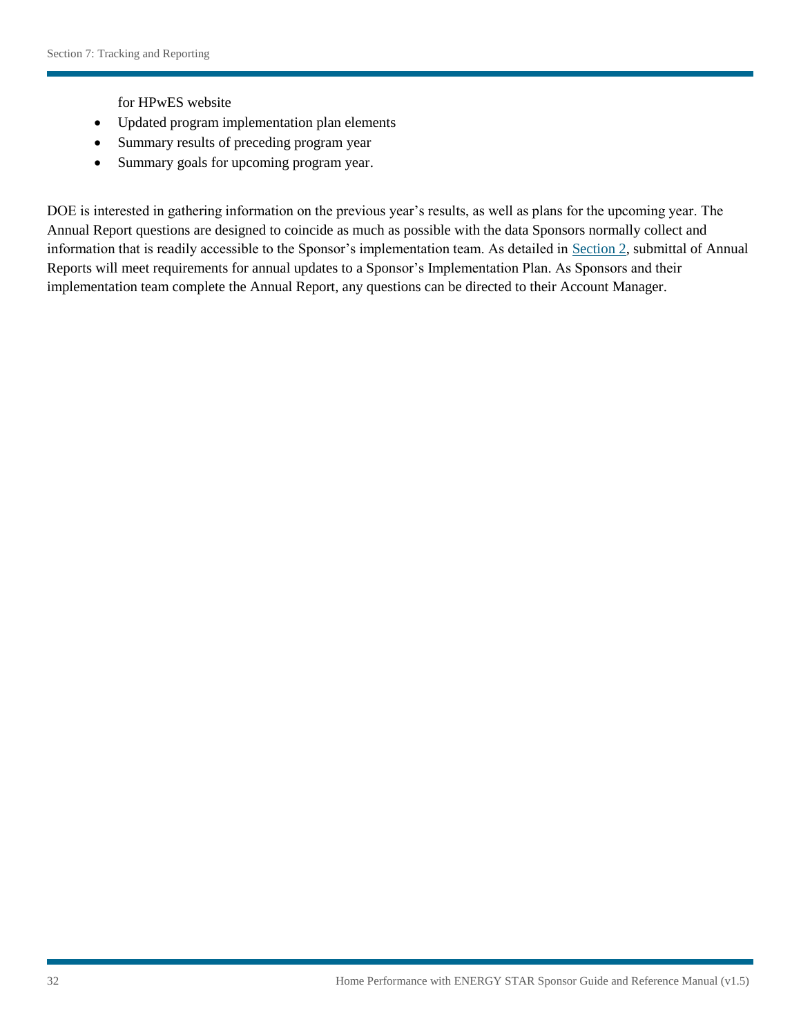for HPwES website

- Updated program implementation plan elements
- Summary results of preceding program year
- Summary goals for upcoming program year.

DOE is interested in gathering information on the previous year's results, as well as plans for the upcoming year. The Annual Report questions are designed to coincide as much as possible with the data Sponsors normally collect and information that is readily accessible to the Sponsor's implementation team. As detailed in Section 2, submittal of Annual Reports will meet requirements for annual updates to a Sponsor's Implementation Plan. As Sponsors and their implementation team complete the Annual Report, any questions can be directed to their Account Manager.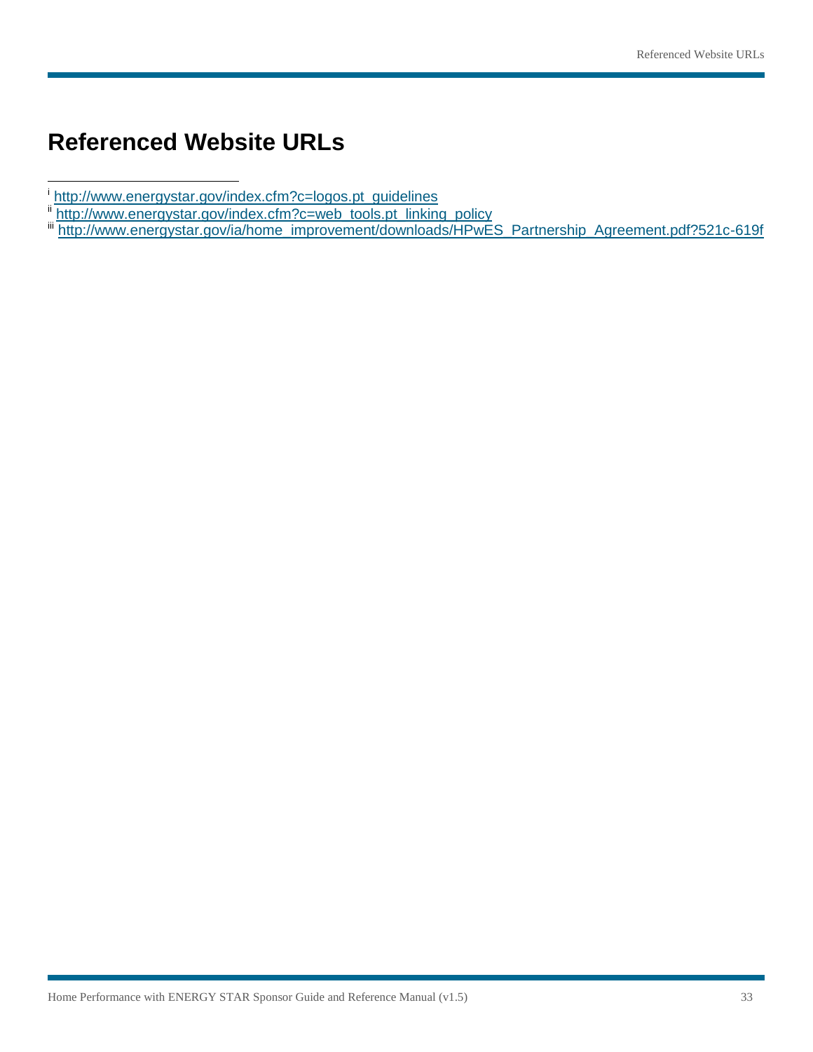# Referenced Website URLs

[i] http://www.energystar.gov/index.cfm?c=logos.pt_guidelines

[ii] http://www.energystar.gov/index.cfm?c=web_tools.pt_linking_policy

[iii] http://www.energystar.gov/ia/home_improvement/downloads/HPwES_Partnership_Agreement.pdf?521c-619f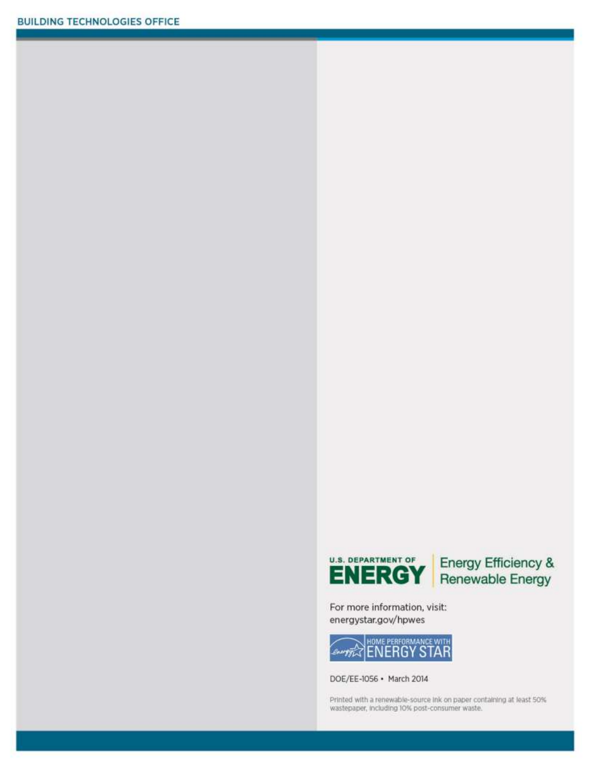U.S. DEPARTMENT OF ENERGY | Energy Efficiency & Renewable Energy

For more information, visit:
energystar.gov/hpwes

HOME PERFORMANCE WITH ENERGY STAR

DOE/EE-1056 • March 2014

Printed with a renewable-source ink on paper containing at least 50% wastepaper, including 10% post-consumer waste.